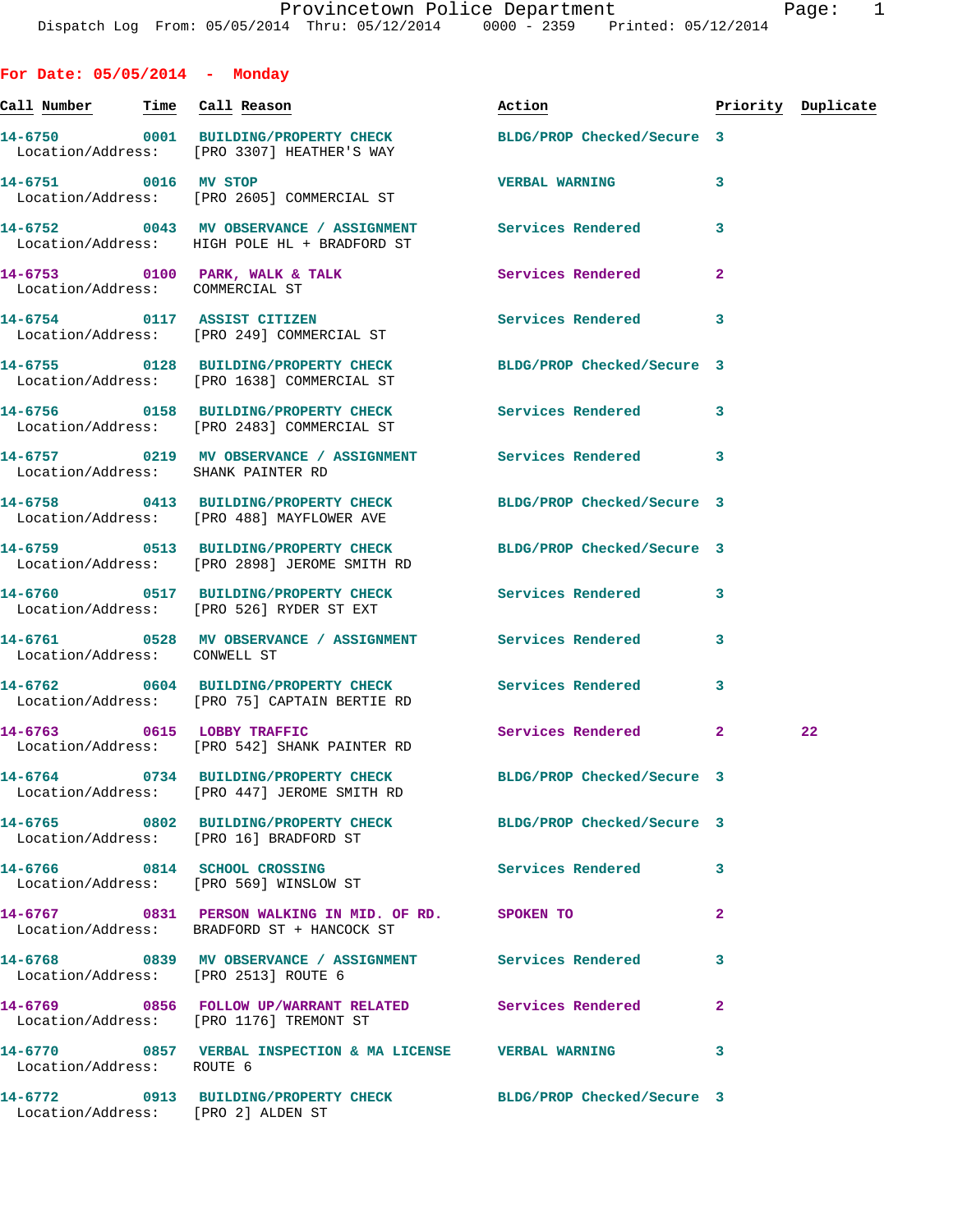Provincetown Police Department
Dispatch Log From: 05/05/2014 Thru: 05/12/2014 0000 - 2359 Printed: 05/12/2014

## For Date: 05/05/2014 - Monday

| Call Number | Time | Call Reason | Action | Priority | Duplicate |
|---|---|---|---|---|---|
| 14-6750 | 0001 | BUILDING/PROPERTY CHECK | BLDG/PROP Checked/Secure | 3 | |
| Location/Address: | | [PRO 3307] HEATHER'S WAY | | | |
| 14-6751 | 0016 | MV STOP | VERBAL WARNING | 3 | |
| Location/Address: | | [PRO 2605] COMMERCIAL ST | | | |
| 14-6752 | 0043 | MV OBSERVANCE / ASSIGNMENT | Services Rendered | 3 | |
| Location/Address: | | HIGH POLE HL + BRADFORD ST | | | |
| 14-6753 | 0100 | PARK, WALK & TALK | Services Rendered | 2 | |
| Location/Address: | | COMMERCIAL ST | | | |
| 14-6754 | 0117 | ASSIST CITIZEN | Services Rendered | 3 | |
| Location/Address: | | [PRO 249] COMMERCIAL ST | | | |
| 14-6755 | 0128 | BUILDING/PROPERTY CHECK | BLDG/PROP Checked/Secure | 3 | |
| Location/Address: | | [PRO 1638] COMMERCIAL ST | | | |
| 14-6756 | 0158 | BUILDING/PROPERTY CHECK | Services Rendered | 3 | |
| Location/Address: | | [PRO 2483] COMMERCIAL ST | | | |
| 14-6757 | 0219 | MV OBSERVANCE / ASSIGNMENT | Services Rendered | 3 | |
| Location/Address: | | SHANK PAINTER RD | | | |
| 14-6758 | 0413 | BUILDING/PROPERTY CHECK | BLDG/PROP Checked/Secure | 3 | |
| Location/Address: | | [PRO 488] MAYFLOWER AVE | | | |
| 14-6759 | 0513 | BUILDING/PROPERTY CHECK | BLDG/PROP Checked/Secure | 3 | |
| Location/Address: | | [PRO 2898] JEROME SMITH RD | | | |
| 14-6760 | 0517 | BUILDING/PROPERTY CHECK | Services Rendered | 3 | |
| Location/Address: | | [PRO 526] RYDER ST EXT | | | |
| 14-6761 | 0528 | MV OBSERVANCE / ASSIGNMENT | Services Rendered | 3 | |
| Location/Address: | | CONWELL ST | | | |
| 14-6762 | 0604 | BUILDING/PROPERTY CHECK | Services Rendered | 3 | |
| Location/Address: | | [PRO 75] CAPTAIN BERTIE RD | | | |
| 14-6763 | 0615 | LOBBY TRAFFIC | Services Rendered | 2 | 22 |
| Location/Address: | | [PRO 542] SHANK PAINTER RD | | | |
| 14-6764 | 0734 | BUILDING/PROPERTY CHECK | BLDG/PROP Checked/Secure | 3 | |
| Location/Address: | | [PRO 447] JEROME SMITH RD | | | |
| 14-6765 | 0802 | BUILDING/PROPERTY CHECK | BLDG/PROP Checked/Secure | 3 | |
| Location/Address: | | [PRO 16] BRADFORD ST | | | |
| 14-6766 | 0814 | SCHOOL CROSSING | Services Rendered | 3 | |
| Location/Address: | | [PRO 569] WINSLOW ST | | | |
| 14-6767 | 0831 | PERSON WALKING IN MID. OF RD. | SPOKEN TO | 2 | |
| Location/Address: | | BRADFORD ST + HANCOCK ST | | | |
| 14-6768 | 0839 | MV OBSERVANCE / ASSIGNMENT | Services Rendered | 3 | |
| Location/Address: | | [PRO 2513] ROUTE 6 | | | |
| 14-6769 | 0856 | FOLLOW UP/WARRANT RELATED | Services Rendered | 2 | |
| Location/Address: | | [PRO 1176] TREMONT ST | | | |
| 14-6770 | 0857 | VERBAL INSPECTION & MA LICENSE | VERBAL WARNING | 3 | |
| Location/Address: | | ROUTE 6 | | | |
| 14-6772 | 0913 | BUILDING/PROPERTY CHECK | BLDG/PROP Checked/Secure | 3 | |
| Location/Address: | | [PRO 2] ALDEN ST | | | |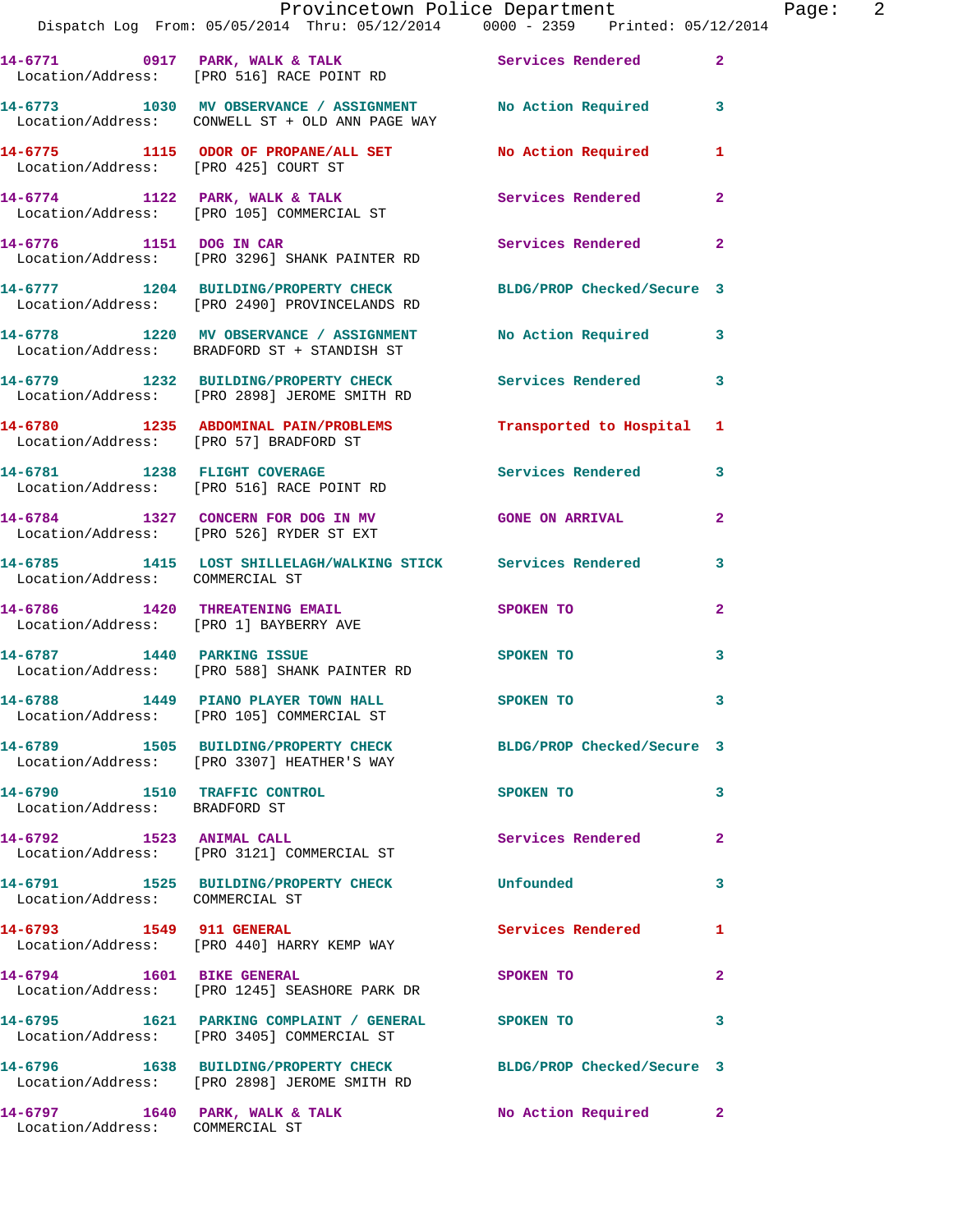14-6771 0917 PARK, WALK & TALK Services Rendered 2
Location/Address: [PRO 516] RACE POINT RD

14-6773 1030 MV OBSERVANCE / ASSIGNMENT No Action Required 3
Location/Address: CONWELL ST + OLD ANN PAGE WAY

14-6775 1115 ODOR OF PROPANE/ALL SET No Action Required 1
Location/Address: [PRO 425] COURT ST

14-6774 1122 PARK, WALK & TALK Services Rendered 2
Location/Address: [PRO 105] COMMERCIAL ST

14-6776 1151 DOG IN CAR Services Rendered 2
Location/Address: [PRO 3296] SHANK PAINTER RD

14-6777 1204 BUILDING/PROPERTY CHECK BLDG/PROP Checked/Secure 3
Location/Address: [PRO 2490] PROVINCELANDS RD

14-6778 1220 MV OBSERVANCE / ASSIGNMENT No Action Required 3
Location/Address: BRADFORD ST + STANDISH ST

14-6779 1232 BUILDING/PROPERTY CHECK Services Rendered 3
Location/Address: [PRO 2898] JEROME SMITH RD

14-6780 1235 ABDOMINAL PAIN/PROBLEMS Transported to Hospital 1
Location/Address: [PRO 57] BRADFORD ST

14-6781 1238 FLIGHT COVERAGE Services Rendered 3
Location/Address: [PRO 516] RACE POINT RD

14-6784 1327 CONCERN FOR DOG IN MV GONE ON ARRIVAL 2
Location/Address: [PRO 526] RYDER ST EXT

14-6785 1415 LOST SHILLELAGH/WALKING STICK Services Rendered 3
Location/Address: COMMERCIAL ST

14-6786 1420 THREATENING EMAIL SPOKEN TO 2
Location/Address: [PRO 1] BAYBERRY AVE

14-6787 1440 PARKING ISSUE SPOKEN TO 3
Location/Address: [PRO 588] SHANK PAINTER RD

14-6788 1449 PIANO PLAYER TOWN HALL SPOKEN TO 3
Location/Address: [PRO 105] COMMERCIAL ST

14-6789 1505 BUILDING/PROPERTY CHECK BLDG/PROP Checked/Secure 3
Location/Address: [PRO 3307] HEATHER'S WAY

14-6790 1510 TRAFFIC CONTROL SPOKEN TO 3
Location/Address: BRADFORD ST

14-6792 1523 ANIMAL CALL Services Rendered 2
Location/Address: [PRO 3121] COMMERCIAL ST

14-6791 1525 BUILDING/PROPERTY CHECK Unfounded 3
Location/Address: COMMERCIAL ST

14-6793 1549 911 GENERAL Services Rendered 1
Location/Address: [PRO 440] HARRY KEMP WAY

14-6794 1601 BIKE GENERAL SPOKEN TO 2
Location/Address: [PRO 1245] SEASHORE PARK DR

14-6795 1621 PARKING COMPLAINT / GENERAL SPOKEN TO 3
Location/Address: [PRO 3405] COMMERCIAL ST

14-6796 1638 BUILDING/PROPERTY CHECK BLDG/PROP Checked/Secure 3
Location/Address: [PRO 2898] JEROME SMITH RD

14-6797 1640 PARK, WALK & TALK No Action Required 2
Location/Address: COMMERCIAL ST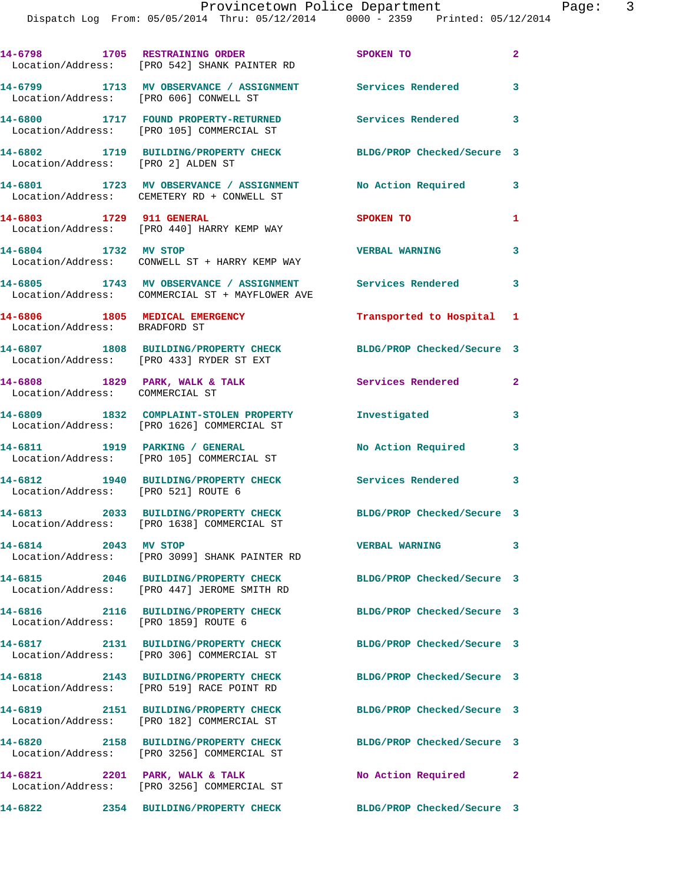14-6798 1705 RESTRAINING ORDER SPOKEN TO 2
Location/Address: [PRO 542] SHANK PAINTER RD

14-6799 1713 MV OBSERVANCE / ASSIGNMENT Services Rendered 3
Location/Address: [PRO 606] CONWELL ST

14-6800 1717 FOUND PROPERTY-RETURNED Services Rendered 3
Location/Address: [PRO 105] COMMERCIAL ST

14-6802 1719 BUILDING/PROPERTY CHECK BLDG/PROP Checked/Secure 3
Location/Address: [PRO 2] ALDEN ST

14-6801 1723 MV OBSERVANCE / ASSIGNMENT No Action Required 3
Location/Address: CEMETERY RD + CONWELL ST

14-6803 1729 911 GENERAL SPOKEN TO 1
Location/Address: [PRO 440] HARRY KEMP WAY

14-6804 1732 MV STOP VERBAL WARNING 3
Location/Address: CONWELL ST + HARRY KEMP WAY

14-6805 1743 MV OBSERVANCE / ASSIGNMENT Services Rendered 3
Location/Address: COMMERCIAL ST + MAYFLOWER AVE

14-6806 1805 MEDICAL EMERGENCY Transported to Hospital 1
Location/Address: BRADFORD ST

14-6807 1808 BUILDING/PROPERTY CHECK BLDG/PROP Checked/Secure 3
Location/Address: [PRO 433] RYDER ST EXT

14-6808 1829 PARK, WALK & TALK Services Rendered 2
Location/Address: COMMERCIAL ST

14-6809 1832 COMPLAINT-STOLEN PROPERTY Investigated 3
Location/Address: [PRO 1626] COMMERCIAL ST

14-6811 1919 PARKING / GENERAL No Action Required 3
Location/Address: [PRO 105] COMMERCIAL ST

14-6812 1940 BUILDING/PROPERTY CHECK Services Rendered 3
Location/Address: [PRO 521] ROUTE 6

14-6813 2033 BUILDING/PROPERTY CHECK BLDG/PROP Checked/Secure 3
Location/Address: [PRO 1638] COMMERCIAL ST

14-6814 2043 MV STOP VERBAL WARNING 3
Location/Address: [PRO 3099] SHANK PAINTER RD

14-6815 2046 BUILDING/PROPERTY CHECK BLDG/PROP Checked/Secure 3
Location/Address: [PRO 447] JEROME SMITH RD

14-6816 2116 BUILDING/PROPERTY CHECK BLDG/PROP Checked/Secure 3
Location/Address: [PRO 1859] ROUTE 6

14-6817 2131 BUILDING/PROPERTY CHECK BLDG/PROP Checked/Secure 3
Location/Address: [PRO 306] COMMERCIAL ST

14-6818 2143 BUILDING/PROPERTY CHECK BLDG/PROP Checked/Secure 3
Location/Address: [PRO 519] RACE POINT RD

14-6819 2151 BUILDING/PROPERTY CHECK BLDG/PROP Checked/Secure 3
Location/Address: [PRO 182] COMMERCIAL ST

14-6820 2158 BUILDING/PROPERTY CHECK BLDG/PROP Checked/Secure 3
Location/Address: [PRO 3256] COMMERCIAL ST

14-6821 2201 PARK, WALK & TALK No Action Required 2
Location/Address: [PRO 3256] COMMERCIAL ST

14-6822 2354 BUILDING/PROPERTY CHECK BLDG/PROP Checked/Secure 3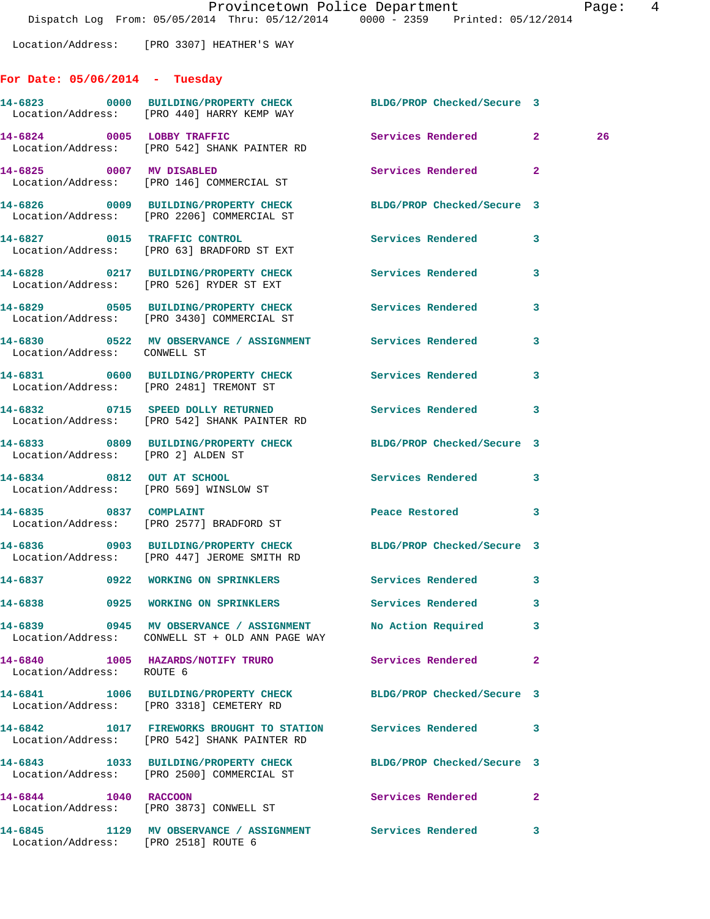Location/Address: [PRO 3307] HEATHER'S WAY

## For Date: 05/06/2014 - Tuesday

| Call # | Time | Call Type | Disposition | Priority | |
|---|---|---|---|---|---|
| 14-6823 | 0000 | BUILDING/PROPERTY CHECK | BLDG/PROP Checked/Secure | 3 | |
| | | Location/Address: [PRO 440] HARRY KEMP WAY | | | |
| 14-6824 | 0005 | LOBBY TRAFFIC | Services Rendered | 2 | 26 |
| | | Location/Address: [PRO 542] SHANK PAINTER RD | | | |
| 14-6825 | 0007 | MV DISABLED | Services Rendered | 2 | |
| | | Location/Address: [PRO 146] COMMERCIAL ST | | | |
| 14-6826 | 0009 | BUILDING/PROPERTY CHECK | BLDG/PROP Checked/Secure | 3 | |
| | | Location/Address: [PRO 2206] COMMERCIAL ST | | | |
| 14-6827 | 0015 | TRAFFIC CONTROL | Services Rendered | 3 | |
| | | Location/Address: [PRO 63] BRADFORD ST EXT | | | |
| 14-6828 | 0217 | BUILDING/PROPERTY CHECK | Services Rendered | 3 | |
| | | Location/Address: [PRO 526] RYDER ST EXT | | | |
| 14-6829 | 0505 | BUILDING/PROPERTY CHECK | Services Rendered | 3 | |
| | | Location/Address: [PRO 3430] COMMERCIAL ST | | | |
| 14-6830 | 0522 | MV OBSERVANCE / ASSIGNMENT | Services Rendered | 3 | |
| | | Location/Address: CONWELL ST | | | |
| 14-6831 | 0600 | BUILDING/PROPERTY CHECK | Services Rendered | 3 | |
| | | Location/Address: [PRO 2481] TREMONT ST | | | |
| 14-6832 | 0715 | SPEED DOLLY RETURNED | Services Rendered | 3 | |
| | | Location/Address: [PRO 542] SHANK PAINTER RD | | | |
| 14-6833 | 0809 | BUILDING/PROPERTY CHECK | BLDG/PROP Checked/Secure | 3 | |
| | | Location/Address: [PRO 2] ALDEN ST | | | |
| 14-6834 | 0812 | OUT AT SCHOOL | Services Rendered | 3 | |
| | | Location/Address: [PRO 569] WINSLOW ST | | | |
| 14-6835 | 0837 | COMPLAINT | Peace Restored | 3 | |
| | | Location/Address: [PRO 2577] BRADFORD ST | | | |
| 14-6836 | 0903 | BUILDING/PROPERTY CHECK | BLDG/PROP Checked/Secure | 3 | |
| | | Location/Address: [PRO 447] JEROME SMITH RD | | | |
| 14-6837 | 0922 | WORKING ON SPRINKLERS | Services Rendered | 3 | |
| 14-6838 | 0925 | WORKING ON SPRINKLERS | Services Rendered | 3 | |
| 14-6839 | 0945 | MV OBSERVANCE / ASSIGNMENT | No Action Required | 3 | |
| | | Location/Address: CONWELL ST + OLD ANN PAGE WAY | | | |
| 14-6840 | 1005 | HAZARDS/NOTIFY TRURO | Services Rendered | 2 | |
| | | Location/Address: ROUTE 6 | | | |
| 14-6841 | 1006 | BUILDING/PROPERTY CHECK | BLDG/PROP Checked/Secure | 3 | |
| | | Location/Address: [PRO 3318] CEMETERY RD | | | |
| 14-6842 | 1017 | FIREWORKS BROUGHT TO STATION | Services Rendered | 3 | |
| | | Location/Address: [PRO 542] SHANK PAINTER RD | | | |
| 14-6843 | 1033 | BUILDING/PROPERTY CHECK | BLDG/PROP Checked/Secure | 3 | |
| | | Location/Address: [PRO 2500] COMMERCIAL ST | | | |
| 14-6844 | 1040 | RACCOON | Services Rendered | 2 | |
| | | Location/Address: [PRO 3873] CONWELL ST | | | |
| 14-6845 | 1129 | MV OBSERVANCE / ASSIGNMENT | Services Rendered | 3 | |
| | | Location/Address: [PRO 2518] ROUTE 6 | | | |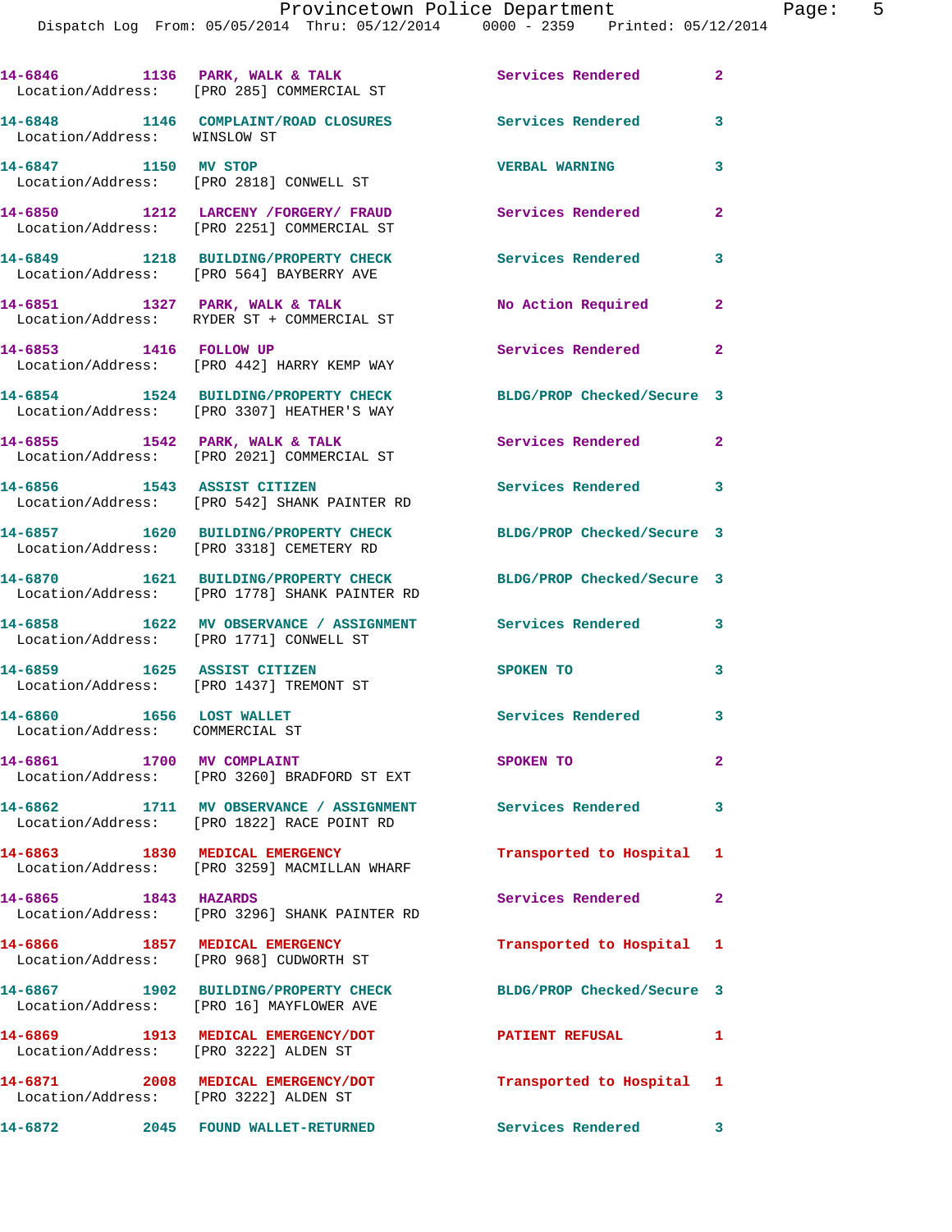| Call Number | Time | Call Reason | Action | Priority |
|---|---|---|---|---|
| 14-6846 | 1136 | PARK, WALK & TALK | Services Rendered | 2 |
| Location/Address: [PRO 285] COMMERCIAL ST | | | | |
| 14-6848 | 1146 | COMPLAINT/ROAD CLOSURES | Services Rendered | 3 |
| Location/Address: WINSLOW ST | | | | |
| 14-6847 | 1150 | MV STOP | VERBAL WARNING | 3 |
| Location/Address: [PRO 2818] CONWELL ST | | | | |
| 14-6850 | 1212 | LARCENY /FORGERY/ FRAUD | Services Rendered | 2 |
| Location/Address: [PRO 2251] COMMERCIAL ST | | | | |
| 14-6849 | 1218 | BUILDING/PROPERTY CHECK | Services Rendered | 3 |
| Location/Address: [PRO 564] BAYBERRY AVE | | | | |
| 14-6851 | 1327 | PARK, WALK & TALK | No Action Required | 2 |
| Location/Address: RYDER ST + COMMERCIAL ST | | | | |
| 14-6853 | 1416 | FOLLOW UP | Services Rendered | 2 |
| Location/Address: [PRO 442] HARRY KEMP WAY | | | | |
| 14-6854 | 1524 | BUILDING/PROPERTY CHECK | BLDG/PROP Checked/Secure | 3 |
| Location/Address: [PRO 3307] HEATHER'S WAY | | | | |
| 14-6855 | 1542 | PARK, WALK & TALK | Services Rendered | 2 |
| Location/Address: [PRO 2021] COMMERCIAL ST | | | | |
| 14-6856 | 1543 | ASSIST CITIZEN | Services Rendered | 3 |
| Location/Address: [PRO 542] SHANK PAINTER RD | | | | |
| 14-6857 | 1620 | BUILDING/PROPERTY CHECK | BLDG/PROP Checked/Secure | 3 |
| Location/Address: [PRO 3318] CEMETERY RD | | | | |
| 14-6870 | 1621 | BUILDING/PROPERTY CHECK | BLDG/PROP Checked/Secure | 3 |
| Location/Address: [PRO 1778] SHANK PAINTER RD | | | | |
| 14-6858 | 1622 | MV OBSERVANCE / ASSIGNMENT | Services Rendered | 3 |
| Location/Address: [PRO 1771] CONWELL ST | | | | |
| 14-6859 | 1625 | ASSIST CITIZEN | SPOKEN TO | 3 |
| Location/Address: [PRO 1437] TREMONT ST | | | | |
| 14-6860 | 1656 | LOST WALLET | Services Rendered | 3 |
| Location/Address: COMMERCIAL ST | | | | |
| 14-6861 | 1700 | MV COMPLAINT | SPOKEN TO | 2 |
| Location/Address: [PRO 3260] BRADFORD ST EXT | | | | |
| 14-6862 | 1711 | MV OBSERVANCE / ASSIGNMENT | Services Rendered | 3 |
| Location/Address: [PRO 1822] RACE POINT RD | | | | |
| 14-6863 | 1830 | MEDICAL EMERGENCY | Transported to Hospital | 1 |
| Location/Address: [PRO 3259] MACMILLAN WHARF | | | | |
| 14-6865 | 1843 | HAZARDS | Services Rendered | 2 |
| Location/Address: [PRO 3296] SHANK PAINTER RD | | | | |
| 14-6866 | 1857 | MEDICAL EMERGENCY | Transported to Hospital | 1 |
| Location/Address: [PRO 968] CUDWORTH ST | | | | |
| 14-6867 | 1902 | BUILDING/PROPERTY CHECK | BLDG/PROP Checked/Secure | 3 |
| Location/Address: [PRO 16] MAYFLOWER AVE | | | | |
| 14-6869 | 1913 | MEDICAL EMERGENCY/DOT | PATIENT REFUSAL | 1 |
| Location/Address: [PRO 3222] ALDEN ST | | | | |
| 14-6871 | 2008 | MEDICAL EMERGENCY/DOT | Transported to Hospital | 1 |
| Location/Address: [PRO 3222] ALDEN ST | | | | |
| 14-6872 | 2045 | FOUND WALLET-RETURNED | Services Rendered | 3 |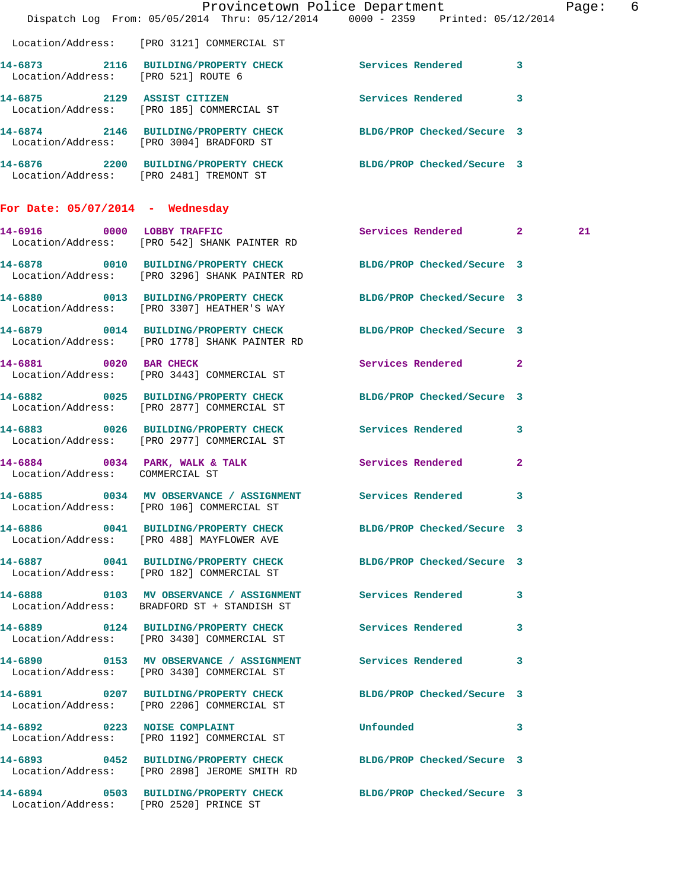Location/Address: [PRO 3121] COMMERCIAL ST

14-6873 2116 BUILDING/PROPERTY CHECK Services Rendered 3
Location/Address: [PRO 521] ROUTE 6

14-6875 2129 ASSIST CITIZEN Services Rendered 3
Location/Address: [PRO 185] COMMERCIAL ST

14-6874 2146 BUILDING/PROPERTY CHECK BLDG/PROP Checked/Secure 3
Location/Address: [PRO 3004] BRADFORD ST

14-6876 2200 BUILDING/PROPERTY CHECK BLDG/PROP Checked/Secure 3
Location/Address: [PRO 2481] TREMONT ST

## For Date: 05/07/2014 - Wednesday

14-6916 0000 LOBBY TRAFFIC Services Rendered 2 21
Location/Address: [PRO 542] SHANK PAINTER RD

14-6878 0010 BUILDING/PROPERTY CHECK BLDG/PROP Checked/Secure 3
Location/Address: [PRO 3296] SHANK PAINTER RD

14-6880 0013 BUILDING/PROPERTY CHECK BLDG/PROP Checked/Secure 3
Location/Address: [PRO 3307] HEATHER'S WAY

14-6879 0014 BUILDING/PROPERTY CHECK BLDG/PROP Checked/Secure 3
Location/Address: [PRO 1778] SHANK PAINTER RD

14-6881 0020 BAR CHECK Services Rendered 2
Location/Address: [PRO 3443] COMMERCIAL ST

14-6882 0025 BUILDING/PROPERTY CHECK BLDG/PROP Checked/Secure 3
Location/Address: [PRO 2877] COMMERCIAL ST

14-6883 0026 BUILDING/PROPERTY CHECK Services Rendered 3
Location/Address: [PRO 2977] COMMERCIAL ST

14-6884 0034 PARK, WALK & TALK Services Rendered 2
Location/Address: COMMERCIAL ST

14-6885 0034 MV OBSERVANCE / ASSIGNMENT Services Rendered 3
Location/Address: [PRO 106] COMMERCIAL ST

14-6886 0041 BUILDING/PROPERTY CHECK BLDG/PROP Checked/Secure 3
Location/Address: [PRO 488] MAYFLOWER AVE

14-6887 0041 BUILDING/PROPERTY CHECK BLDG/PROP Checked/Secure 3
Location/Address: [PRO 182] COMMERCIAL ST

14-6888 0103 MV OBSERVANCE / ASSIGNMENT Services Rendered 3
Location/Address: BRADFORD ST + STANDISH ST

14-6889 0124 BUILDING/PROPERTY CHECK Services Rendered 3
Location/Address: [PRO 3430] COMMERCIAL ST

14-6890 0153 MV OBSERVANCE / ASSIGNMENT Services Rendered 3
Location/Address: [PRO 3430] COMMERCIAL ST

14-6891 0207 BUILDING/PROPERTY CHECK BLDG/PROP Checked/Secure 3
Location/Address: [PRO 2206] COMMERCIAL ST

14-6892 0223 NOISE COMPLAINT Unfounded 3
Location/Address: [PRO 1192] COMMERCIAL ST

14-6893 0452 BUILDING/PROPERTY CHECK BLDG/PROP Checked/Secure 3
Location/Address: [PRO 2898] JEROME SMITH RD

14-6894 0503 BUILDING/PROPERTY CHECK BLDG/PROP Checked/Secure 3
Location/Address: [PRO 2520] PRINCE ST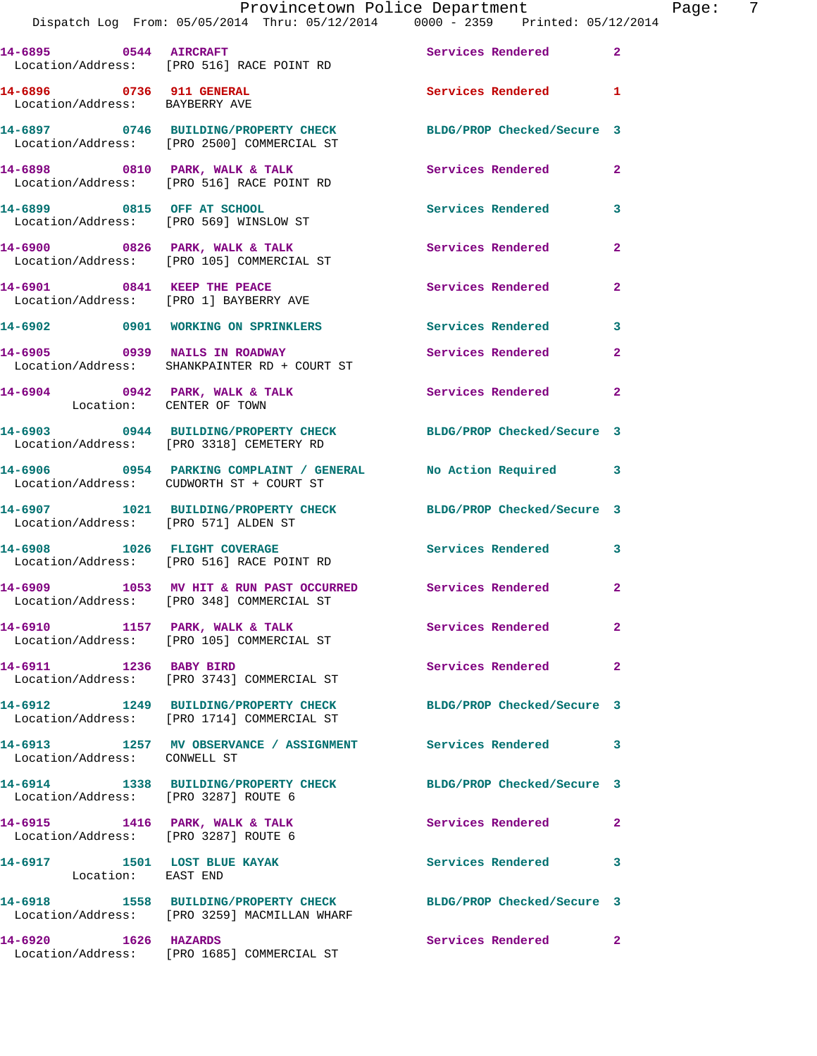| Call # | Time | Call Reason | Action | Priority |
|---|---|---|---|---|
| 14-6895 | 0544 | AIRCRAFT | Services Rendered | 2 |
| Location/Address: [PRO 516] RACE POINT RD | | | | |
| 14-6896 | 0736 | 911 GENERAL | Services Rendered | 1 |
| Location/Address: BAYBERRY AVE | | | | |
| 14-6897 | 0746 | BUILDING/PROPERTY CHECK | BLDG/PROP Checked/Secure | 3 |
| Location/Address: [PRO 2500] COMMERCIAL ST | | | | |
| 14-6898 | 0810 | PARK, WALK & TALK | Services Rendered | 2 |
| Location/Address: [PRO 516] RACE POINT RD | | | | |
| 14-6899 | 0815 | OFF AT SCHOOL | Services Rendered | 3 |
| Location/Address: [PRO 569] WINSLOW ST | | | | |
| 14-6900 | 0826 | PARK, WALK & TALK | Services Rendered | 2 |
| Location/Address: [PRO 105] COMMERCIAL ST | | | | |
| 14-6901 | 0841 | KEEP THE PEACE | Services Rendered | 2 |
| Location/Address: [PRO 1] BAYBERRY AVE | | | | |
| 14-6902 | 0901 | WORKING ON SPRINKLERS | Services Rendered | 3 |
| 14-6905 | 0939 | NAILS IN ROADWAY | Services Rendered | 2 |
| Location/Address: SHANKPAINTER RD + COURT ST | | | | |
| 14-6904 | 0942 | PARK, WALK & TALK | Services Rendered | 2 |
| Location: CENTER OF TOWN | | | | |
| 14-6903 | 0944 | BUILDING/PROPERTY CHECK | BLDG/PROP Checked/Secure | 3 |
| Location/Address: [PRO 3318] CEMETERY RD | | | | |
| 14-6906 | 0954 | PARKING COMPLAINT / GENERAL | No Action Required | 3 |
| Location/Address: CUDWORTH ST + COURT ST | | | | |
| 14-6907 | 1021 | BUILDING/PROPERTY CHECK | BLDG/PROP Checked/Secure | 3 |
| Location/Address: [PRO 571] ALDEN ST | | | | |
| 14-6908 | 1026 | FLIGHT COVERAGE | Services Rendered | 3 |
| Location/Address: [PRO 516] RACE POINT RD | | | | |
| 14-6909 | 1053 | MV HIT & RUN PAST OCCURRED | Services Rendered | 2 |
| Location/Address: [PRO 348] COMMERCIAL ST | | | | |
| 14-6910 | 1157 | PARK, WALK & TALK | Services Rendered | 2 |
| Location/Address: [PRO 105] COMMERCIAL ST | | | | |
| 14-6911 | 1236 | BABY BIRD | Services Rendered | 2 |
| Location/Address: [PRO 3743] COMMERCIAL ST | | | | |
| 14-6912 | 1249 | BUILDING/PROPERTY CHECK | BLDG/PROP Checked/Secure | 3 |
| Location/Address: [PRO 1714] COMMERCIAL ST | | | | |
| 14-6913 | 1257 | MV OBSERVANCE / ASSIGNMENT | Services Rendered | 3 |
| Location/Address: CONWELL ST | | | | |
| 14-6914 | 1338 | BUILDING/PROPERTY CHECK | BLDG/PROP Checked/Secure | 3 |
| Location/Address: [PRO 3287] ROUTE 6 | | | | |
| 14-6915 | 1416 | PARK, WALK & TALK | Services Rendered | 2 |
| Location/Address: [PRO 3287] ROUTE 6 | | | | |
| 14-6917 | 1501 | LOST BLUE KAYAK | Services Rendered | 3 |
| Location: EAST END | | | | |
| 14-6918 | 1558 | BUILDING/PROPERTY CHECK | BLDG/PROP Checked/Secure | 3 |
| Location/Address: [PRO 3259] MACMILLAN WHARF | | | | |
| 14-6920 | 1626 | HAZARDS | Services Rendered | 2 |
| Location/Address: [PRO 1685] COMMERCIAL ST | | | | |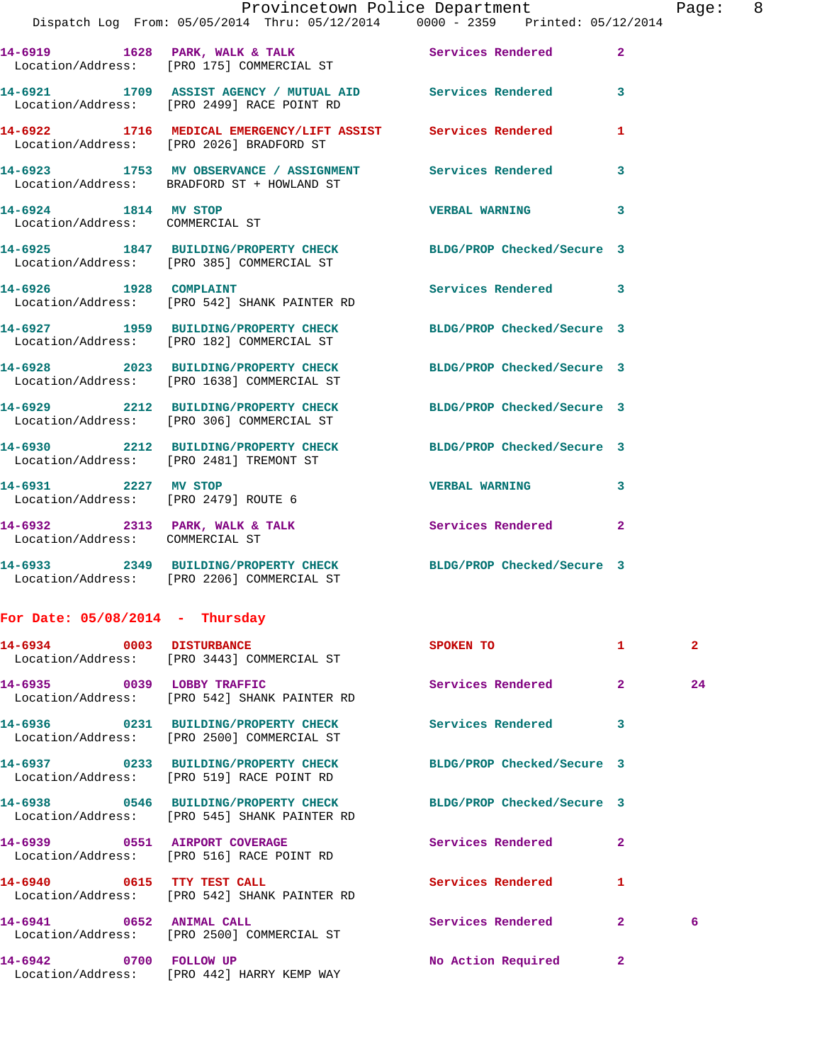14-6919 1628 PARK, WALK & TALK Services Rendered 2
Location/Address: [PRO 175] COMMERCIAL ST

14-6921 1709 ASSIST AGENCY / MUTUAL AID Services Rendered 3
Location/Address: [PRO 2499] RACE POINT RD

14-6922 1716 MEDICAL EMERGENCY/LIFT ASSIST Services Rendered 1
Location/Address: [PRO 2026] BRADFORD ST

14-6923 1753 MV OBSERVANCE / ASSIGNMENT Services Rendered 3
Location/Address: BRADFORD ST + HOWLAND ST

14-6924 1814 MV STOP VERBAL WARNING 3
Location/Address: COMMERCIAL ST

14-6925 1847 BUILDING/PROPERTY CHECK BLDG/PROP Checked/Secure 3
Location/Address: [PRO 385] COMMERCIAL ST

14-6926 1928 COMPLAINT Services Rendered 3
Location/Address: [PRO 542] SHANK PAINTER RD

14-6927 1959 BUILDING/PROPERTY CHECK BLDG/PROP Checked/Secure 3
Location/Address: [PRO 182] COMMERCIAL ST

14-6928 2023 BUILDING/PROPERTY CHECK BLDG/PROP Checked/Secure 3
Location/Address: [PRO 1638] COMMERCIAL ST

14-6929 2212 BUILDING/PROPERTY CHECK BLDG/PROP Checked/Secure 3
Location/Address: [PRO 306] COMMERCIAL ST

14-6930 2212 BUILDING/PROPERTY CHECK BLDG/PROP Checked/Secure 3
Location/Address: [PRO 2481] TREMONT ST

14-6931 2227 MV STOP VERBAL WARNING 3
Location/Address: [PRO 2479] ROUTE 6

14-6932 2313 PARK, WALK & TALK Services Rendered 2
Location/Address: COMMERCIAL ST

14-6933 2349 BUILDING/PROPERTY CHECK BLDG/PROP Checked/Secure 3
Location/Address: [PRO 2206] COMMERCIAL ST

**For Date: 05/08/2014 - Thursday**

14-6934 0003 DISTURBANCE SPOKEN TO 1 2
Location/Address: [PRO 3443] COMMERCIAL ST

14-6935 0039 LOBBY TRAFFIC Services Rendered 2 24
Location/Address: [PRO 542] SHANK PAINTER RD

14-6936 0231 BUILDING/PROPERTY CHECK Services Rendered 3
Location/Address: [PRO 2500] COMMERCIAL ST

14-6937 0233 BUILDING/PROPERTY CHECK BLDG/PROP Checked/Secure 3
Location/Address: [PRO 519] RACE POINT RD

14-6938 0546 BUILDING/PROPERTY CHECK BLDG/PROP Checked/Secure 3
Location/Address: [PRO 545] SHANK PAINTER RD

14-6939 0551 AIRPORT COVERAGE Services Rendered 2
Location/Address: [PRO 516] RACE POINT RD

14-6940 0615 TTY TEST CALL Services Rendered 1
Location/Address: [PRO 542] SHANK PAINTER RD

14-6941 0652 ANIMAL CALL Services Rendered 2 6
Location/Address: [PRO 2500] COMMERCIAL ST

14-6942 0700 FOLLOW UP No Action Required 2
Location/Address: [PRO 442] HARRY KEMP WAY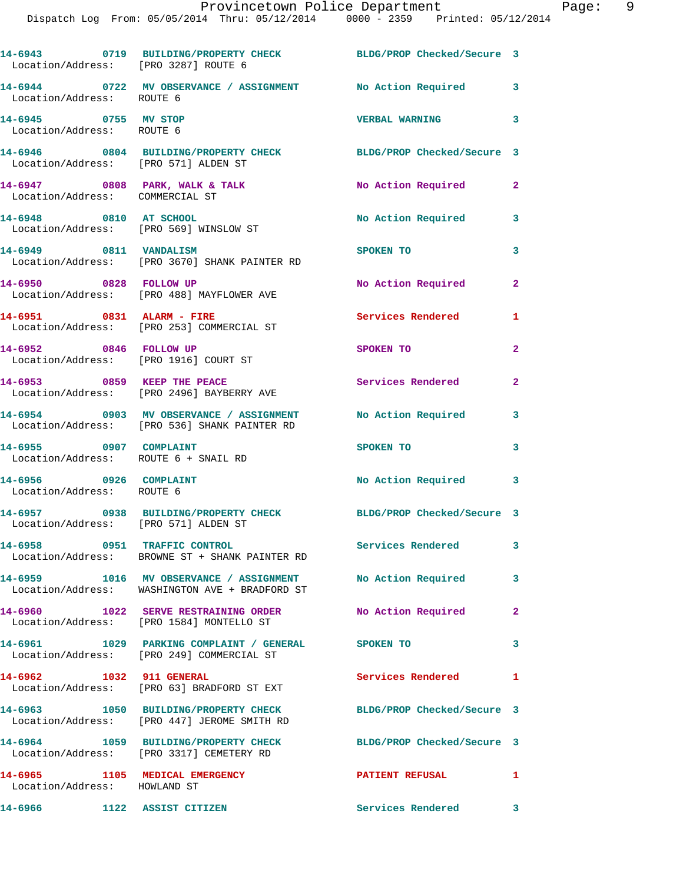| Call Number | Time | Call Reason | Action | Priority |
|---|---|---|---|---|
| 14-6943 | 0719 | BUILDING/PROPERTY CHECK | BLDG/PROP Checked/Secure | 3 |
| Location/Address: [PRO 3287] ROUTE 6 | | | | |
| 14-6944 | 0722 | MV OBSERVANCE / ASSIGNMENT | No Action Required | 3 |
| Location/Address: ROUTE 6 | | | | |
| 14-6945 | 0755 | MV STOP | VERBAL WARNING | 3 |
| Location/Address: ROUTE 6 | | | | |
| 14-6946 | 0804 | BUILDING/PROPERTY CHECK | BLDG/PROP Checked/Secure | 3 |
| Location/Address: [PRO 571] ALDEN ST | | | | |
| 14-6947 | 0808 | PARK, WALK & TALK | No Action Required | 2 |
| Location/Address: COMMERCIAL ST | | | | |
| 14-6948 | 0810 | AT SCHOOL | No Action Required | 3 |
| Location/Address: [PRO 569] WINSLOW ST | | | | |
| 14-6949 | 0811 | VANDALISM | SPOKEN TO | 3 |
| Location/Address: [PRO 3670] SHANK PAINTER RD | | | | |
| 14-6950 | 0828 | FOLLOW UP | No Action Required | 2 |
| Location/Address: [PRO 488] MAYFLOWER AVE | | | | |
| 14-6951 | 0831 | ALARM - FIRE | Services Rendered | 1 |
| Location/Address: [PRO 253] COMMERCIAL ST | | | | |
| 14-6952 | 0846 | FOLLOW UP | SPOKEN TO | 2 |
| Location/Address: [PRO 1916] COURT ST | | | | |
| 14-6953 | 0859 | KEEP THE PEACE | Services Rendered | 2 |
| Location/Address: [PRO 2496] BAYBERRY AVE | | | | |
| 14-6954 | 0903 | MV OBSERVANCE / ASSIGNMENT | No Action Required | 3 |
| Location/Address: [PRO 536] SHANK PAINTER RD | | | | |
| 14-6955 | 0907 | COMPLAINT | SPOKEN TO | 3 |
| Location/Address: ROUTE 6 + SNAIL RD | | | | |
| 14-6956 | 0926 | COMPLAINT | No Action Required | 3 |
| Location/Address: ROUTE 6 | | | | |
| 14-6957 | 0938 | BUILDING/PROPERTY CHECK | BLDG/PROP Checked/Secure | 3 |
| Location/Address: [PRO 571] ALDEN ST | | | | |
| 14-6958 | 0951 | TRAFFIC CONTROL | Services Rendered | 3 |
| Location/Address: BROWNE ST + SHANK PAINTER RD | | | | |
| 14-6959 | 1016 | MV OBSERVANCE / ASSIGNMENT | No Action Required | 3 |
| Location/Address: WASHINGTON AVE + BRADFORD ST | | | | |
| 14-6960 | 1022 | SERVE RESTRAINING ORDER | No Action Required | 2 |
| Location/Address: [PRO 1584] MONTELLO ST | | | | |
| 14-6961 | 1029 | PARKING COMPLAINT / GENERAL | SPOKEN TO | 3 |
| Location/Address: [PRO 249] COMMERCIAL ST | | | | |
| 14-6962 | 1032 | 911 GENERAL | Services Rendered | 1 |
| Location/Address: [PRO 63] BRADFORD ST EXT | | | | |
| 14-6963 | 1050 | BUILDING/PROPERTY CHECK | BLDG/PROP Checked/Secure | 3 |
| Location/Address: [PRO 447] JEROME SMITH RD | | | | |
| 14-6964 | 1059 | BUILDING/PROPERTY CHECK | BLDG/PROP Checked/Secure | 3 |
| Location/Address: [PRO 3317] CEMETERY RD | | | | |
| 14-6965 | 1105 | MEDICAL EMERGENCY | PATIENT REFUSAL | 1 |
| Location/Address: HOWLAND ST | | | | |
| 14-6966 | 1122 | ASSIST CITIZEN | Services Rendered | 3 |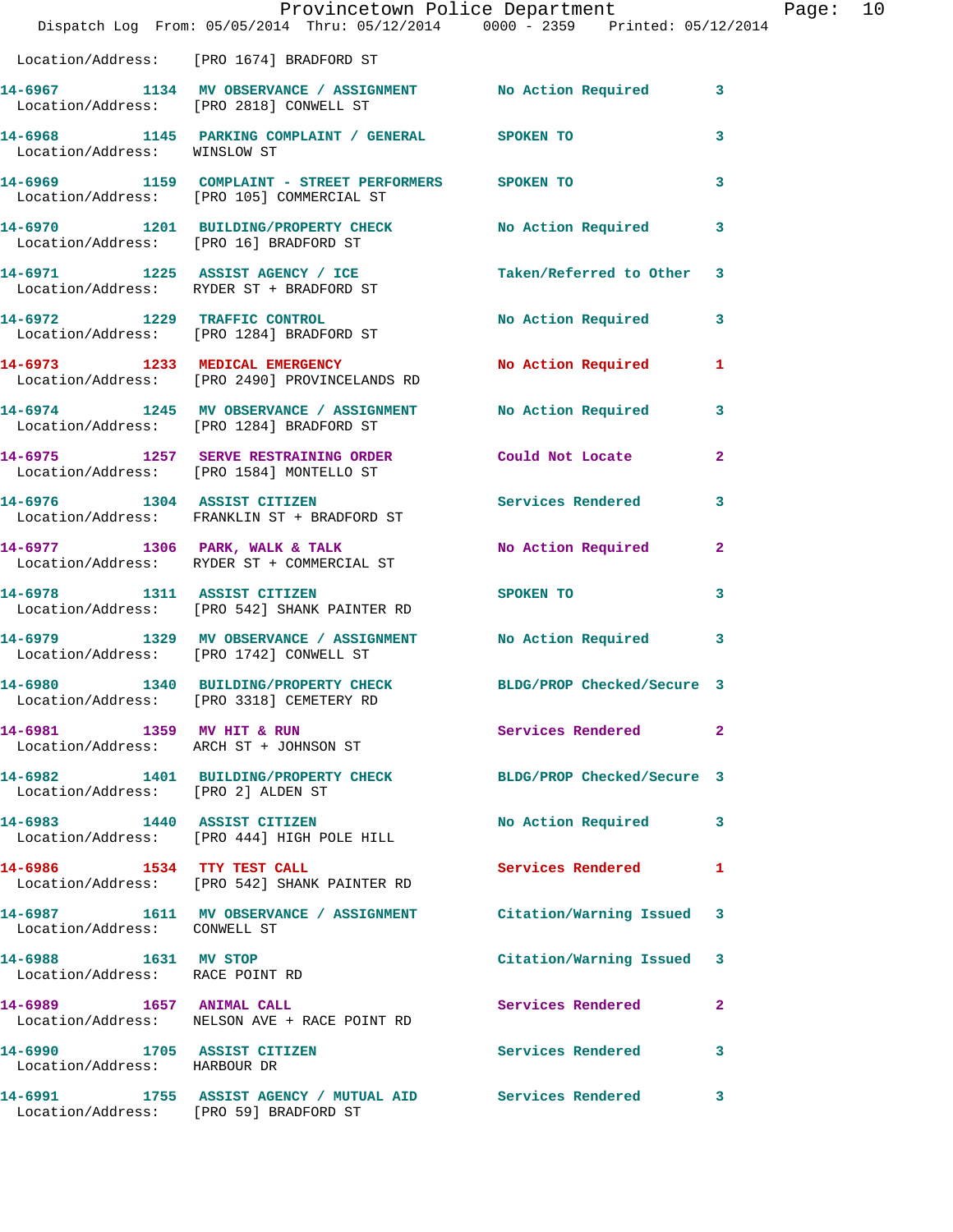Location/Address: [PRO 1674] BRADFORD ST

| Call # | Time | Call Type | Action | Priority |
|---|---|---|---|---|
| 14-6967 | 1134 | MV OBSERVANCE / ASSIGNMENT | No Action Required | 3 |
| | | Location/Address: [PRO 2818] CONWELL ST | | |
| 14-6968 | 1145 | PARKING COMPLAINT / GENERAL | SPOKEN TO | 3 |
| | | Location/Address: WINSLOW ST | | |
| 14-6969 | 1159 | COMPLAINT - STREET PERFORMERS | SPOKEN TO | 3 |
| | | Location/Address: [PRO 105] COMMERCIAL ST | | |
| 14-6970 | 1201 | BUILDING/PROPERTY CHECK | No Action Required | 3 |
| | | Location/Address: [PRO 16] BRADFORD ST | | |
| 14-6971 | 1225 | ASSIST AGENCY / ICE | Taken/Referred to Other | 3 |
| | | Location/Address: RYDER ST + BRADFORD ST | | |
| 14-6972 | 1229 | TRAFFIC CONTROL | No Action Required | 3 |
| | | Location/Address: [PRO 1284] BRADFORD ST | | |
| 14-6973 | 1233 | MEDICAL EMERGENCY | No Action Required | 1 |
| | | Location/Address: [PRO 2490] PROVINCELANDS RD | | |
| 14-6974 | 1245 | MV OBSERVANCE / ASSIGNMENT | No Action Required | 3 |
| | | Location/Address: [PRO 1284] BRADFORD ST | | |
| 14-6975 | 1257 | SERVE RESTRAINING ORDER | Could Not Locate | 2 |
| | | Location/Address: [PRO 1584] MONTELLO ST | | |
| 14-6976 | 1304 | ASSIST CITIZEN | Services Rendered | 3 |
| | | Location/Address: FRANKLIN ST + BRADFORD ST | | |
| 14-6977 | 1306 | PARK, WALK & TALK | No Action Required | 2 |
| | | Location/Address: RYDER ST + COMMERCIAL ST | | |
| 14-6978 | 1311 | ASSIST CITIZEN | SPOKEN TO | 3 |
| | | Location/Address: [PRO 542] SHANK PAINTER RD | | |
| 14-6979 | 1329 | MV OBSERVANCE / ASSIGNMENT | No Action Required | 3 |
| | | Location/Address: [PRO 1742] CONWELL ST | | |
| 14-6980 | 1340 | BUILDING/PROPERTY CHECK | BLDG/PROP Checked/Secure | 3 |
| | | Location/Address: [PRO 3318] CEMETERY RD | | |
| 14-6981 | 1359 | MV HIT & RUN | Services Rendered | 2 |
| | | Location/Address: ARCH ST + JOHNSON ST | | |
| 14-6982 | 1401 | BUILDING/PROPERTY CHECK | BLDG/PROP Checked/Secure | 3 |
| | | Location/Address: [PRO 2] ALDEN ST | | |
| 14-6983 | 1440 | ASSIST CITIZEN | No Action Required | 3 |
| | | Location/Address: [PRO 444] HIGH POLE HILL | | |
| 14-6986 | 1534 | TTY TEST CALL | Services Rendered | 1 |
| | | Location/Address: [PRO 542] SHANK PAINTER RD | | |
| 14-6987 | 1611 | MV OBSERVANCE / ASSIGNMENT | Citation/Warning Issued | 3 |
| | | Location/Address: CONWELL ST | | |
| 14-6988 | 1631 | MV STOP | Citation/Warning Issued | 3 |
| | | Location/Address: RACE POINT RD | | |
| 14-6989 | 1657 | ANIMAL CALL | Services Rendered | 2 |
| | | Location/Address: NELSON AVE + RACE POINT RD | | |
| 14-6990 | 1705 | ASSIST CITIZEN | Services Rendered | 3 |
| | | Location/Address: HARBOUR DR | | |
| 14-6991 | 1755 | ASSIST AGENCY / MUTUAL AID | Services Rendered | 3 |
| | | Location/Address: [PRO 59] BRADFORD ST | | |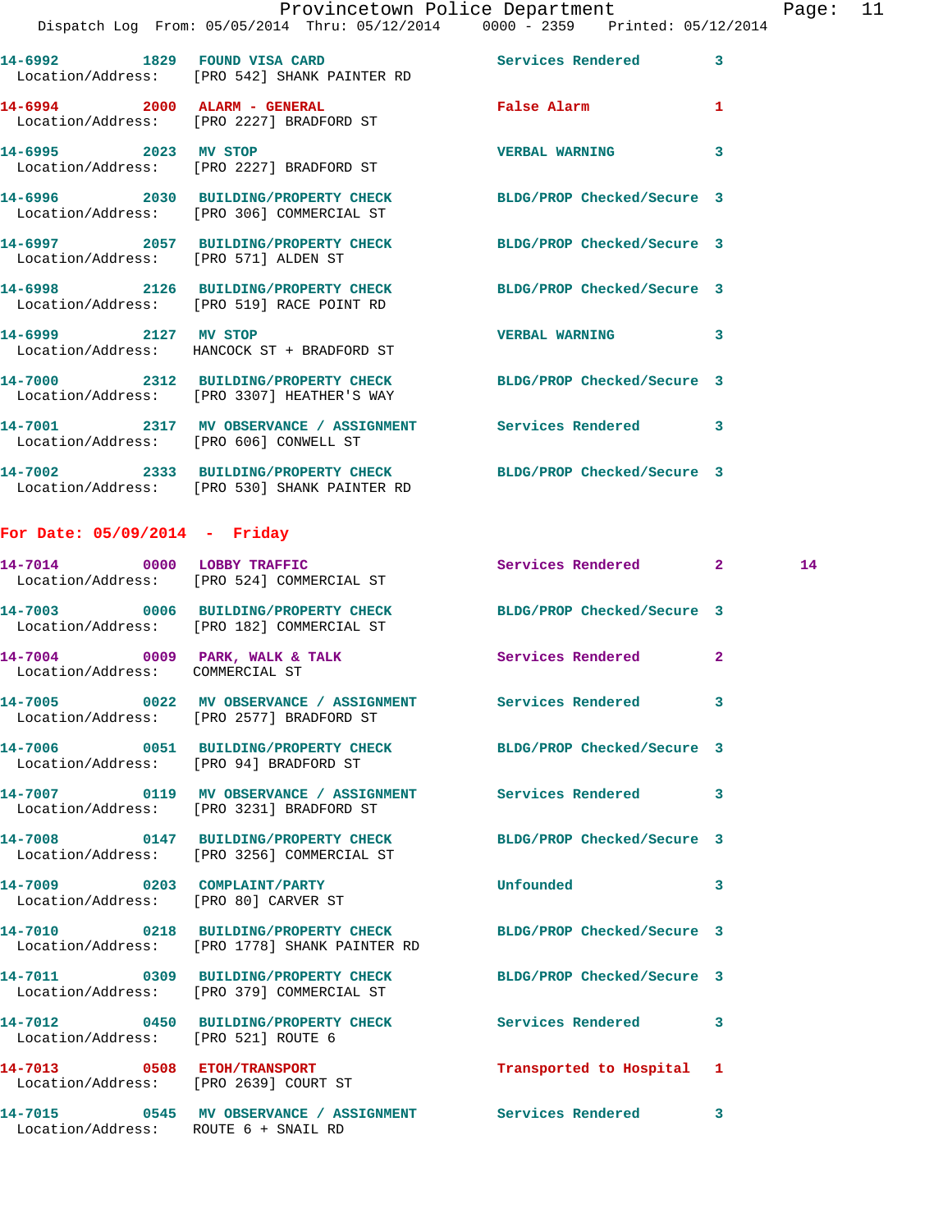14-6992 1829 FOUND VISA CARD Services Rendered 3
Location/Address: [PRO 542] SHANK PAINTER RD

14-6994 2000 ALARM - GENERAL False Alarm 1
Location/Address: [PRO 2227] BRADFORD ST

14-6995 2023 MV STOP VERBAL WARNING 3
Location/Address: [PRO 2227] BRADFORD ST

14-6996 2030 BUILDING/PROPERTY CHECK BLDG/PROP Checked/Secure 3
Location/Address: [PRO 306] COMMERCIAL ST

14-6997 2057 BUILDING/PROPERTY CHECK BLDG/PROP Checked/Secure 3
Location/Address: [PRO 571] ALDEN ST

14-6998 2126 BUILDING/PROPERTY CHECK BLDG/PROP Checked/Secure 3
Location/Address: [PRO 519] RACE POINT RD

14-6999 2127 MV STOP VERBAL WARNING 3
Location/Address: HANCOCK ST + BRADFORD ST

14-7000 2312 BUILDING/PROPERTY CHECK BLDG/PROP Checked/Secure 3
Location/Address: [PRO 3307] HEATHER'S WAY

14-7001 2317 MV OBSERVANCE / ASSIGNMENT Services Rendered 3
Location/Address: [PRO 606] CONWELL ST

14-7002 2333 BUILDING/PROPERTY CHECK BLDG/PROP Checked/Secure 3
Location/Address: [PRO 530] SHANK PAINTER RD

**For Date: 05/09/2014 - Friday**

14-7014 0000 LOBBY TRAFFIC Services Rendered 2 14
Location/Address: [PRO 524] COMMERCIAL ST

14-7003 0006 BUILDING/PROPERTY CHECK BLDG/PROP Checked/Secure 3
Location/Address: [PRO 182] COMMERCIAL ST

14-7004 0009 PARK, WALK & TALK Services Rendered 2
Location/Address: COMMERCIAL ST

14-7005 0022 MV OBSERVANCE / ASSIGNMENT Services Rendered 3
Location/Address: [PRO 2577] BRADFORD ST

14-7006 0051 BUILDING/PROPERTY CHECK BLDG/PROP Checked/Secure 3
Location/Address: [PRO 94] BRADFORD ST

14-7007 0119 MV OBSERVANCE / ASSIGNMENT Services Rendered 3
Location/Address: [PRO 3231] BRADFORD ST

14-7008 0147 BUILDING/PROPERTY CHECK BLDG/PROP Checked/Secure 3
Location/Address: [PRO 3256] COMMERCIAL ST

14-7009 0203 COMPLAINT/PARTY Unfounded 3
Location/Address: [PRO 80] CARVER ST

14-7010 0218 BUILDING/PROPERTY CHECK BLDG/PROP Checked/Secure 3
Location/Address: [PRO 1778] SHANK PAINTER RD

14-7011 0309 BUILDING/PROPERTY CHECK BLDG/PROP Checked/Secure 3
Location/Address: [PRO 379] COMMERCIAL ST

14-7012 0450 BUILDING/PROPERTY CHECK Services Rendered 3
Location/Address: [PRO 521] ROUTE 6

14-7013 0508 ETOH/TRANSPORT Transported to Hospital 1
Location/Address: [PRO 2639] COURT ST

14-7015 0545 MV OBSERVANCE / ASSIGNMENT Services Rendered 3
Location/Address: ROUTE 6 + SNAIL RD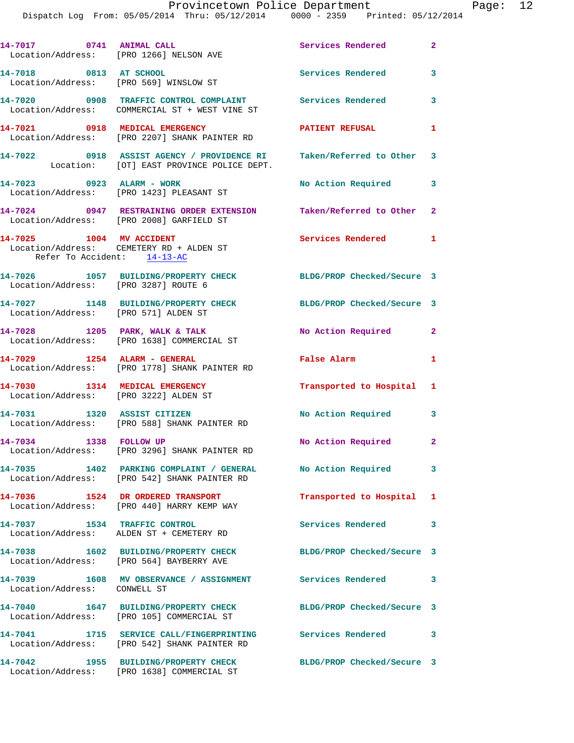14-7017 0741 ANIMAL CALL Services Rendered 2
Location/Address: [PRO 1266] NELSON AVE

14-7018 0813 AT SCHOOL Services Rendered 3
Location/Address: [PRO 569] WINSLOW ST

14-7020 0908 TRAFFIC CONTROL COMPLAINT Services Rendered 3
Location/Address: COMMERCIAL ST + WEST VINE ST

14-7021 0918 MEDICAL EMERGENCY PATIENT REFUSAL 1
Location/Address: [PRO 2207] SHANK PAINTER RD

14-7022 0918 ASSIST AGENCY / PROVIDENCE RI Taken/Referred to Other 3
Location: [OT] EAST PROVINCE POLICE DEPT.

14-7023 0923 ALARM - WORK No Action Required 3
Location/Address: [PRO 1423] PLEASANT ST

14-7024 0947 RESTRAINING ORDER EXTENSION Taken/Referred to Other 2
Location/Address: [PRO 2008] GARFIELD ST

14-7025 1004 MV ACCIDENT Services Rendered 1
Location/Address: CEMETERY RD + ALDEN ST
Refer To Accident: 14-13-AC

14-7026 1057 BUILDING/PROPERTY CHECK BLDG/PROP Checked/Secure 3
Location/Address: [PRO 3287] ROUTE 6

14-7027 1148 BUILDING/PROPERTY CHECK BLDG/PROP Checked/Secure 3
Location/Address: [PRO 571] ALDEN ST

14-7028 1205 PARK, WALK & TALK No Action Required 2
Location/Address: [PRO 1638] COMMERCIAL ST

14-7029 1254 ALARM - GENERAL False Alarm 1
Location/Address: [PRO 1778] SHANK PAINTER RD

14-7030 1314 MEDICAL EMERGENCY Transported to Hospital 1
Location/Address: [PRO 3222] ALDEN ST

14-7031 1320 ASSIST CITIZEN No Action Required 3
Location/Address: [PRO 588] SHANK PAINTER RD

14-7034 1338 FOLLOW UP No Action Required 2
Location/Address: [PRO 3296] SHANK PAINTER RD

14-7035 1402 PARKING COMPLAINT / GENERAL No Action Required 3
Location/Address: [PRO 542] SHANK PAINTER RD

14-7036 1524 DR ORDERED TRANSPORT Transported to Hospital 1
Location/Address: [PRO 440] HARRY KEMP WAY

14-7037 1534 TRAFFIC CONTROL Services Rendered 3
Location/Address: ALDEN ST + CEMETERY RD

14-7038 1602 BUILDING/PROPERTY CHECK BLDG/PROP Checked/Secure 3
Location/Address: [PRO 564] BAYBERRY AVE

14-7039 1608 MV OBSERVANCE / ASSIGNMENT Services Rendered 3
Location/Address: CONWELL ST

14-7040 1647 BUILDING/PROPERTY CHECK BLDG/PROP Checked/Secure 3
Location/Address: [PRO 105] COMMERCIAL ST

14-7041 1715 SERVICE CALL/FINGERPRINTING Services Rendered 3
Location/Address: [PRO 542] SHANK PAINTER RD

14-7042 1955 BUILDING/PROPERTY CHECK BLDG/PROP Checked/Secure 3
Location/Address: [PRO 1638] COMMERCIAL ST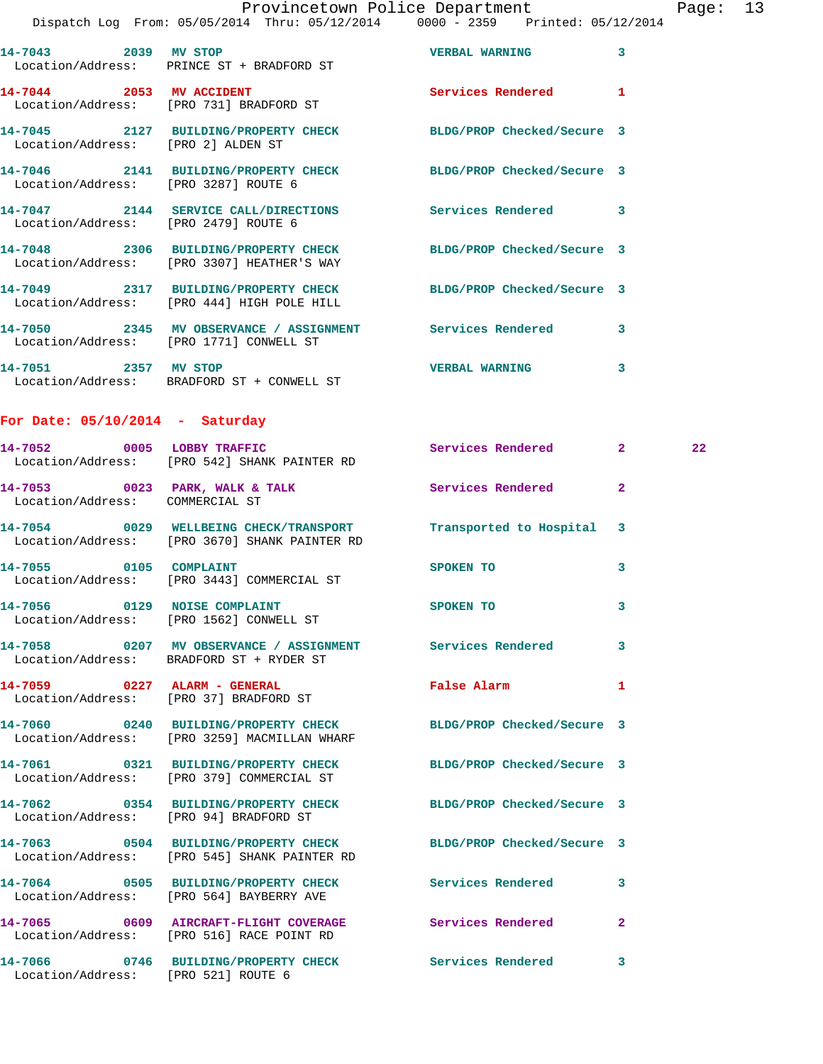14-7043 2039 MV STOP VERBAL WARNING 3
Location/Address: PRINCE ST + BRADFORD ST

14-7044 2053 MV ACCIDENT Services Rendered 1
Location/Address: [PRO 731] BRADFORD ST

14-7045 2127 BUILDING/PROPERTY CHECK BLDG/PROP Checked/Secure 3
Location/Address: [PRO 2] ALDEN ST

14-7046 2141 BUILDING/PROPERTY CHECK BLDG/PROP Checked/Secure 3
Location/Address: [PRO 3287] ROUTE 6

14-7047 2144 SERVICE CALL/DIRECTIONS Services Rendered 3
Location/Address: [PRO 2479] ROUTE 6

14-7048 2306 BUILDING/PROPERTY CHECK BLDG/PROP Checked/Secure 3
Location/Address: [PRO 3307] HEATHER'S WAY

14-7049 2317 BUILDING/PROPERTY CHECK BLDG/PROP Checked/Secure 3
Location/Address: [PRO 444] HIGH POLE HILL

14-7050 2345 MV OBSERVANCE / ASSIGNMENT Services Rendered 3
Location/Address: [PRO 1771] CONWELL ST

14-7051 2357 MV STOP VERBAL WARNING 3
Location/Address: BRADFORD ST + CONWELL ST

## For Date: 05/10/2014 - Saturday

14-7052 0005 LOBBY TRAFFIC Services Rendered 2 22
Location/Address: [PRO 542] SHANK PAINTER RD

14-7053 0023 PARK, WALK & TALK Services Rendered 2
Location/Address: COMMERCIAL ST

14-7054 0029 WELLBEING CHECK/TRANSPORT Transported to Hospital 3
Location/Address: [PRO 3670] SHANK PAINTER RD

14-7055 0105 COMPLAINT SPOKEN TO 3
Location/Address: [PRO 3443] COMMERCIAL ST

14-7056 0129 NOISE COMPLAINT SPOKEN TO 3
Location/Address: [PRO 1562] CONWELL ST

14-7058 0207 MV OBSERVANCE / ASSIGNMENT Services Rendered 3
Location/Address: BRADFORD ST + RYDER ST

14-7059 0227 ALARM - GENERAL False Alarm 1
Location/Address: [PRO 37] BRADFORD ST

14-7060 0240 BUILDING/PROPERTY CHECK BLDG/PROP Checked/Secure 3
Location/Address: [PRO 3259] MACMILLAN WHARF

14-7061 0321 BUILDING/PROPERTY CHECK BLDG/PROP Checked/Secure 3
Location/Address: [PRO 379] COMMERCIAL ST

14-7062 0354 BUILDING/PROPERTY CHECK BLDG/PROP Checked/Secure 3
Location/Address: [PRO 94] BRADFORD ST

14-7063 0504 BUILDING/PROPERTY CHECK BLDG/PROP Checked/Secure 3
Location/Address: [PRO 545] SHANK PAINTER RD

14-7064 0505 BUILDING/PROPERTY CHECK Services Rendered 3
Location/Address: [PRO 564] BAYBERRY AVE

14-7065 0609 AIRCRAFT-FLIGHT COVERAGE Services Rendered 2
Location/Address: [PRO 516] RACE POINT RD

14-7066 0746 BUILDING/PROPERTY CHECK Services Rendered 3
Location/Address: [PRO 521] ROUTE 6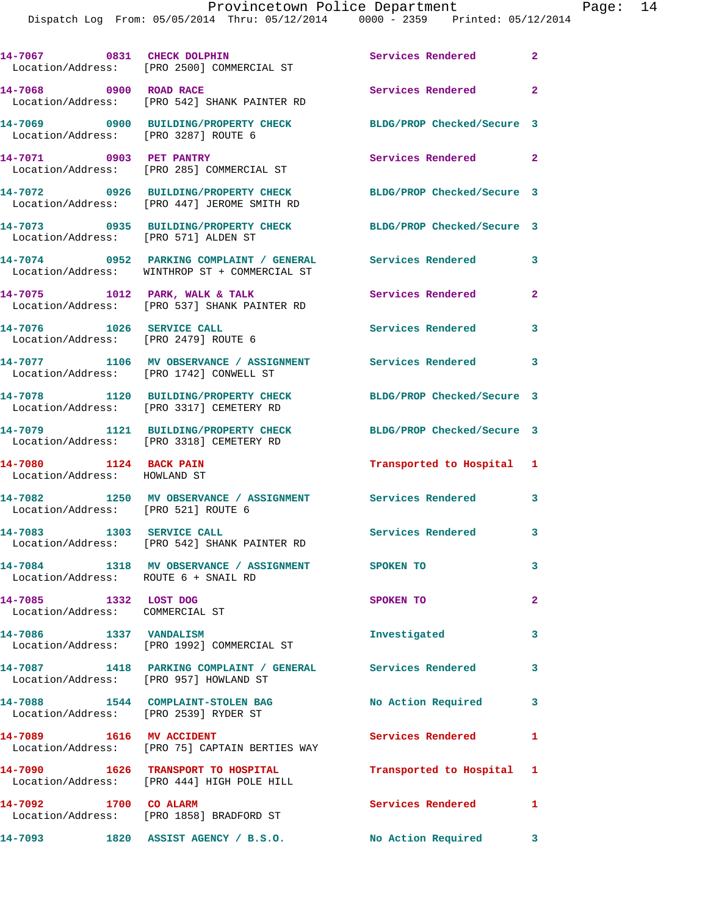14-7067 0831 CHECK DOLPHIN Services Rendered 2
Location/Address: [PRO 2500] COMMERCIAL ST

14-7068 0900 ROAD RACE Services Rendered 2
Location/Address: [PRO 542] SHANK PAINTER RD

14-7069 0900 BUILDING/PROPERTY CHECK BLDG/PROP Checked/Secure 3
Location/Address: [PRO 3287] ROUTE 6

14-7071 0903 PET PANTRY Services Rendered 2
Location/Address: [PRO 285] COMMERCIAL ST

14-7072 0926 BUILDING/PROPERTY CHECK BLDG/PROP Checked/Secure 3
Location/Address: [PRO 447] JEROME SMITH RD

14-7073 0935 BUILDING/PROPERTY CHECK BLDG/PROP Checked/Secure 3
Location/Address: [PRO 571] ALDEN ST

14-7074 0952 PARKING COMPLAINT / GENERAL Services Rendered 3
Location/Address: WINTHROP ST + COMMERCIAL ST

14-7075 1012 PARK, WALK & TALK Services Rendered 2
Location/Address: [PRO 537] SHANK PAINTER RD

14-7076 1026 SERVICE CALL Services Rendered 3
Location/Address: [PRO 2479] ROUTE 6

14-7077 1106 MV OBSERVANCE / ASSIGNMENT Services Rendered 3
Location/Address: [PRO 1742] CONWELL ST

14-7078 1120 BUILDING/PROPERTY CHECK BLDG/PROP Checked/Secure 3
Location/Address: [PRO 3317] CEMETERY RD

14-7079 1121 BUILDING/PROPERTY CHECK BLDG/PROP Checked/Secure 3
Location/Address: [PRO 3318] CEMETERY RD

14-7080 1124 BACK PAIN Transported to Hospital 1
Location/Address: HOWLAND ST

14-7082 1250 MV OBSERVANCE / ASSIGNMENT Services Rendered 3
Location/Address: [PRO 521] ROUTE 6

14-7083 1303 SERVICE CALL Services Rendered 3
Location/Address: [PRO 542] SHANK PAINTER RD

14-7084 1318 MV OBSERVANCE / ASSIGNMENT SPOKEN TO 3
Location/Address: ROUTE 6 + SNAIL RD

14-7085 1332 LOST DOG SPOKEN TO 2
Location/Address: COMMERCIAL ST

14-7086 1337 VANDALISM Investigated 3
Location/Address: [PRO 1992] COMMERCIAL ST

14-7087 1418 PARKING COMPLAINT / GENERAL Services Rendered 3
Location/Address: [PRO 957] HOWLAND ST

14-7088 1544 COMPLAINT-STOLEN BAG No Action Required 3
Location/Address: [PRO 2539] RYDER ST

14-7089 1616 MV ACCIDENT Services Rendered 1
Location/Address: [PRO 75] CAPTAIN BERTIES WAY

14-7090 1626 TRANSPORT TO HOSPITAL Transported to Hospital 1
Location/Address: [PRO 444] HIGH POLE HILL

14-7092 1700 CO ALARM Services Rendered 1
Location/Address: [PRO 1858] BRADFORD ST

14-7093 1820 ASSIST AGENCY / B.S.O. No Action Required 3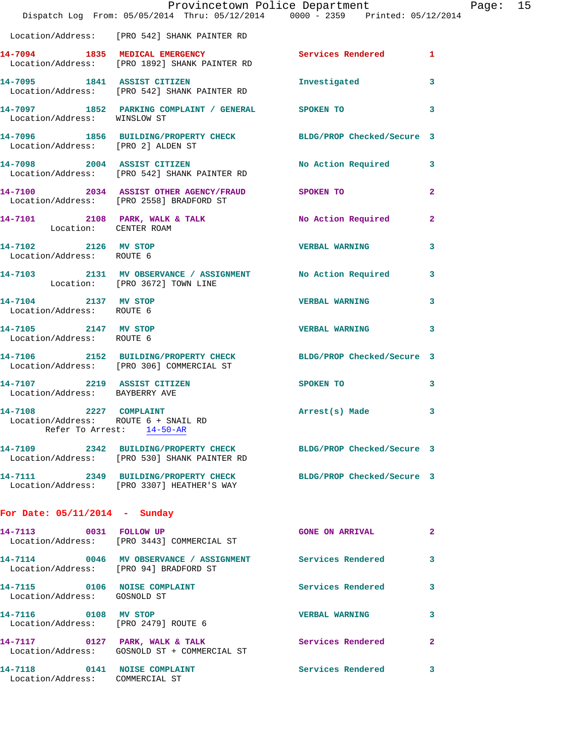Location/Address: [PRO 542] SHANK PAINTER RD

| Call # | Time | Call Reason | Action | Priority |
|---|---|---|---|---|
| 14-7094 | 1835 | MEDICAL EMERGENCY | Services Rendered | 1 |

Location/Address: [PRO 1892] SHANK PAINTER RD

| Call # | Time | Call Reason | Action | Priority |
|---|---|---|---|---|
| 14-7095 | 1841 | ASSIST CITIZEN | Investigated | 3 |

Location/Address: [PRO 542] SHANK PAINTER RD

| Call # | Time | Call Reason | Action | Priority |
|---|---|---|---|---|
| 14-7097 | 1852 | PARKING COMPLAINT / GENERAL | SPOKEN TO | 3 |

Location/Address: WINSLOW ST

| Call # | Time | Call Reason | Action | Priority |
|---|---|---|---|---|
| 14-7096 | 1856 | BUILDING/PROPERTY CHECK | BLDG/PROP Checked/Secure | 3 |

Location/Address: [PRO 2] ALDEN ST

| Call # | Time | Call Reason | Action | Priority |
|---|---|---|---|---|
| 14-7098 | 2004 | ASSIST CITIZEN | No Action Required | 3 |

Location/Address: [PRO 542] SHANK PAINTER RD

| Call # | Time | Call Reason | Action | Priority |
|---|---|---|---|---|
| 14-7100 | 2034 | ASSIST OTHER AGENCY/FRAUD | SPOKEN TO | 2 |

Location/Address: [PRO 2558] BRADFORD ST

| Call # | Time | Call Reason | Action | Priority |
|---|---|---|---|---|
| 14-7101 | 2108 | PARK, WALK & TALK | No Action Required | 2 |

Location: CENTER ROAM

| Call # | Time | Call Reason | Action | Priority |
|---|---|---|---|---|
| 14-7102 | 2126 | MV STOP | VERBAL WARNING | 3 |

Location/Address: ROUTE 6

| Call # | Time | Call Reason | Action | Priority |
|---|---|---|---|---|
| 14-7103 | 2131 | MV OBSERVANCE / ASSIGNMENT | No Action Required | 3 |

Location: [PRO 3672] TOWN LINE

| Call # | Time | Call Reason | Action | Priority |
|---|---|---|---|---|
| 14-7104 | 2137 | MV STOP | VERBAL WARNING | 3 |

Location/Address: ROUTE 6

| Call # | Time | Call Reason | Action | Priority |
|---|---|---|---|---|
| 14-7105 | 2147 | MV STOP | VERBAL WARNING | 3 |

Location/Address: ROUTE 6

| Call # | Time | Call Reason | Action | Priority |
|---|---|---|---|---|
| 14-7106 | 2152 | BUILDING/PROPERTY CHECK | BLDG/PROP Checked/Secure | 3 |

Location/Address: [PRO 306] COMMERCIAL ST

| Call # | Time | Call Reason | Action | Priority |
|---|---|---|---|---|
| 14-7107 | 2219 | ASSIST CITIZEN | SPOKEN TO | 3 |

Location/Address: BAYBERRY AVE

| Call # | Time | Call Reason | Action | Priority |
|---|---|---|---|---|
| 14-7108 | 2227 | COMPLAINT | Arrest(s) Made | 3 |

Location/Address: ROUTE 6 + SNAIL RD
Refer To Arrest: 14-50-AR

| Call # | Time | Call Reason | Action | Priority |
|---|---|---|---|---|
| 14-7109 | 2342 | BUILDING/PROPERTY CHECK | BLDG/PROP Checked/Secure | 3 |

Location/Address: [PRO 530] SHANK PAINTER RD

| Call # | Time | Call Reason | Action | Priority |
|---|---|---|---|---|
| 14-7111 | 2349 | BUILDING/PROPERTY CHECK | BLDG/PROP Checked/Secure | 3 |

Location/Address: [PRO 3307] HEATHER'S WAY

## For Date: 05/11/2014 - Sunday

| Call # | Time | Call Reason | Action | Priority |
|---|---|---|---|---|
| 14-7113 | 0031 | FOLLOW UP | GONE ON ARRIVAL | 2 |

Location/Address: [PRO 3443] COMMERCIAL ST

| Call # | Time | Call Reason | Action | Priority |
|---|---|---|---|---|
| 14-7114 | 0046 | MV OBSERVANCE / ASSIGNMENT | Services Rendered | 3 |

Location/Address: [PRO 94] BRADFORD ST

| Call # | Time | Call Reason | Action | Priority |
|---|---|---|---|---|
| 14-7115 | 0106 | NOISE COMPLAINT | Services Rendered | 3 |

Location/Address: GOSNOLD ST

| Call # | Time | Call Reason | Action | Priority |
|---|---|---|---|---|
| 14-7116 | 0108 | MV STOP | VERBAL WARNING | 3 |

Location/Address: [PRO 2479] ROUTE 6

| Call # | Time | Call Reason | Action | Priority |
|---|---|---|---|---|
| 14-7117 | 0127 | PARK, WALK & TALK | Services Rendered | 2 |

Location/Address: GOSNOLD ST + COMMERCIAL ST

| Call # | Time | Call Reason | Action | Priority |
|---|---|---|---|---|
| 14-7118 | 0141 | NOISE COMPLAINT | Services Rendered | 3 |

Location/Address: COMMERCIAL ST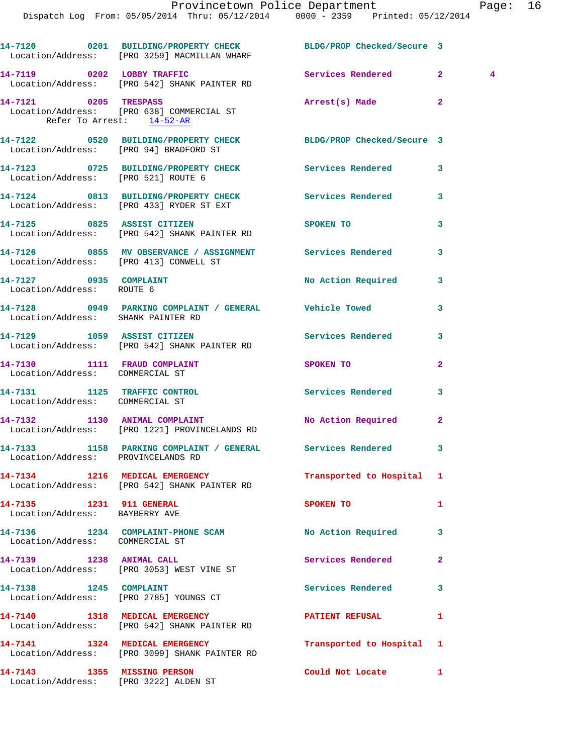14-7120 0201 BUILDING/PROPERTY CHECK BLDG/PROP Checked/Secure 3
Location/Address: [PRO 3259] MACMILLAN WHARF

14-7119 0202 LOBBY TRAFFIC Services Rendered 2 4
Location/Address: [PRO 542] SHANK PAINTER RD

14-7121 0205 TRESPASS Arrest(s) Made 2
Location/Address: [PRO 638] COMMERCIAL ST
Refer To Arrest: 14-52-AR

14-7122 0520 BUILDING/PROPERTY CHECK BLDG/PROP Checked/Secure 3
Location/Address: [PRO 94] BRADFORD ST

14-7123 0725 BUILDING/PROPERTY CHECK Services Rendered 3
Location/Address: [PRO 521] ROUTE 6

14-7124 0813 BUILDING/PROPERTY CHECK Services Rendered 3
Location/Address: [PRO 433] RYDER ST EXT

14-7125 0825 ASSIST CITIZEN SPOKEN TO 3
Location/Address: [PRO 542] SHANK PAINTER RD

14-7126 0855 MV OBSERVANCE / ASSIGNMENT Services Rendered 3
Location/Address: [PRO 413] CONWELL ST

14-7127 0935 COMPLAINT No Action Required 3
Location/Address: ROUTE 6

14-7128 0949 PARKING COMPLAINT / GENERAL Vehicle Towed 3
Location/Address: SHANK PAINTER RD

14-7129 1059 ASSIST CITIZEN Services Rendered 3
Location/Address: [PRO 542] SHANK PAINTER RD

14-7130 1111 FRAUD COMPLAINT SPOKEN TO 2
Location/Address: COMMERCIAL ST

14-7131 1125 TRAFFIC CONTROL Services Rendered 3
Location/Address: COMMERCIAL ST

14-7132 1130 ANIMAL COMPLAINT No Action Required 2
Location/Address: [PRO 1221] PROVINCELANDS RD

14-7133 1158 PARKING COMPLAINT / GENERAL Services Rendered 3
Location/Address: PROVINCELANDS RD

14-7134 1216 MEDICAL EMERGENCY Transported to Hospital 1
Location/Address: [PRO 542] SHANK PAINTER RD

14-7135 1231 911 GENERAL SPOKEN TO 1
Location/Address: BAYBERRY AVE

14-7136 1234 COMPLAINT-PHONE SCAM No Action Required 3
Location/Address: COMMERCIAL ST

14-7139 1238 ANIMAL CALL Services Rendered 2
Location/Address: [PRO 3053] WEST VINE ST

14-7138 1245 COMPLAINT Services Rendered 3
Location/Address: [PRO 2785] YOUNGS CT

14-7140 1318 MEDICAL EMERGENCY PATIENT REFUSAL 1
Location/Address: [PRO 542] SHANK PAINTER RD

14-7141 1324 MEDICAL EMERGENCY Transported to Hospital 1
Location/Address: [PRO 3099] SHANK PAINTER RD

14-7143 1355 MISSING PERSON Could Not Locate 1
Location/Address: [PRO 3222] ALDEN ST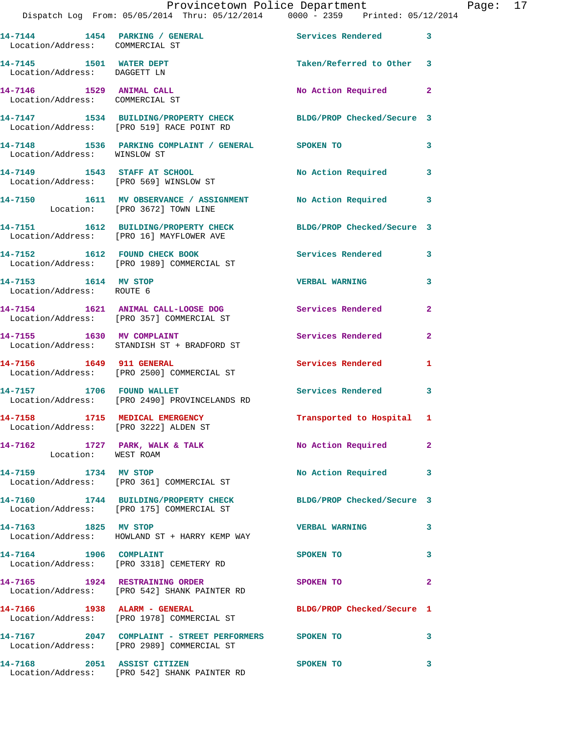| Call # | Time | Call Reason | Action | Priority |
|---|---|---|---|---|
| 14-7144 | 1454 | PARKING / GENERAL | Services Rendered | 3 |
| Location/Address: | | COMMERCIAL ST | | |
| 14-7145 | 1501 | WATER DEPT | Taken/Referred to Other | 3 |
| Location/Address: | | DAGGETT LN | | |
| 14-7146 | 1529 | ANIMAL CALL | No Action Required | 2 |
| Location/Address: | | COMMERCIAL ST | | |
| 14-7147 | 1534 | BUILDING/PROPERTY CHECK | BLDG/PROP Checked/Secure | 3 |
| Location/Address: | | [PRO 519] RACE POINT RD | | |
| 14-7148 | 1536 | PARKING COMPLAINT / GENERAL | SPOKEN TO | 3 |
| Location/Address: | | WINSLOW ST | | |
| 14-7149 | 1543 | STAFF AT SCHOOL | No Action Required | 3 |
| Location/Address: | | [PRO 569] WINSLOW ST | | |
| 14-7150 | 1611 | MV OBSERVANCE / ASSIGNMENT | No Action Required | 3 |
| Location: | | [PRO 3672] TOWN LINE | | |
| 14-7151 | 1612 | BUILDING/PROPERTY CHECK | BLDG/PROP Checked/Secure | 3 |
| Location/Address: | | [PRO 16] MAYFLOWER AVE | | |
| 14-7152 | 1612 | FOUND CHECK BOOK | Services Rendered | 3 |
| Location/Address: | | [PRO 1989] COMMERCIAL ST | | |
| 14-7153 | 1614 | MV STOP | VERBAL WARNING | 3 |
| Location/Address: | | ROUTE 6 | | |
| 14-7154 | 1621 | ANIMAL CALL-LOOSE DOG | Services Rendered | 2 |
| Location/Address: | | [PRO 357] COMMERCIAL ST | | |
| 14-7155 | 1630 | MV COMPLAINT | Services Rendered | 2 |
| Location/Address: | | STANDISH ST + BRADFORD ST | | |
| 14-7156 | 1649 | 911 GENERAL | Services Rendered | 1 |
| Location/Address: | | [PRO 2500] COMMERCIAL ST | | |
| 14-7157 | 1706 | FOUND WALLET | Services Rendered | 3 |
| Location/Address: | | [PRO 2490] PROVINCELANDS RD | | |
| 14-7158 | 1715 | MEDICAL EMERGENCY | Transported to Hospital | 1 |
| Location/Address: | | [PRO 3222] ALDEN ST | | |
| 14-7162 | 1727 | PARK, WALK & TALK | No Action Required | 2 |
| Location: | | WEST ROAM | | |
| 14-7159 | 1734 | MV STOP | No Action Required | 3 |
| Location/Address: | | [PRO 361] COMMERCIAL ST | | |
| 14-7160 | 1744 | BUILDING/PROPERTY CHECK | BLDG/PROP Checked/Secure | 3 |
| Location/Address: | | [PRO 175] COMMERCIAL ST | | |
| 14-7163 | 1825 | MV STOP | VERBAL WARNING | 3 |
| Location/Address: | | HOWLAND ST + HARRY KEMP WAY | | |
| 14-7164 | 1906 | COMPLAINT | SPOKEN TO | 3 |
| Location/Address: | | [PRO 3318] CEMETERY RD | | |
| 14-7165 | 1924 | RESTRAINING ORDER | SPOKEN TO | 2 |
| Location/Address: | | [PRO 542] SHANK PAINTER RD | | |
| 14-7166 | 1938 | ALARM - GENERAL | BLDG/PROP Checked/Secure | 1 |
| Location/Address: | | [PRO 1978] COMMERCIAL ST | | |
| 14-7167 | 2047 | COMPLAINT - STREET PERFORMERS | SPOKEN TO | 3 |
| Location/Address: | | [PRO 2989] COMMERCIAL ST | | |
| 14-7168 | 2051 | ASSIST CITIZEN | SPOKEN TO | 3 |
| Location/Address: | | [PRO 542] SHANK PAINTER RD | | |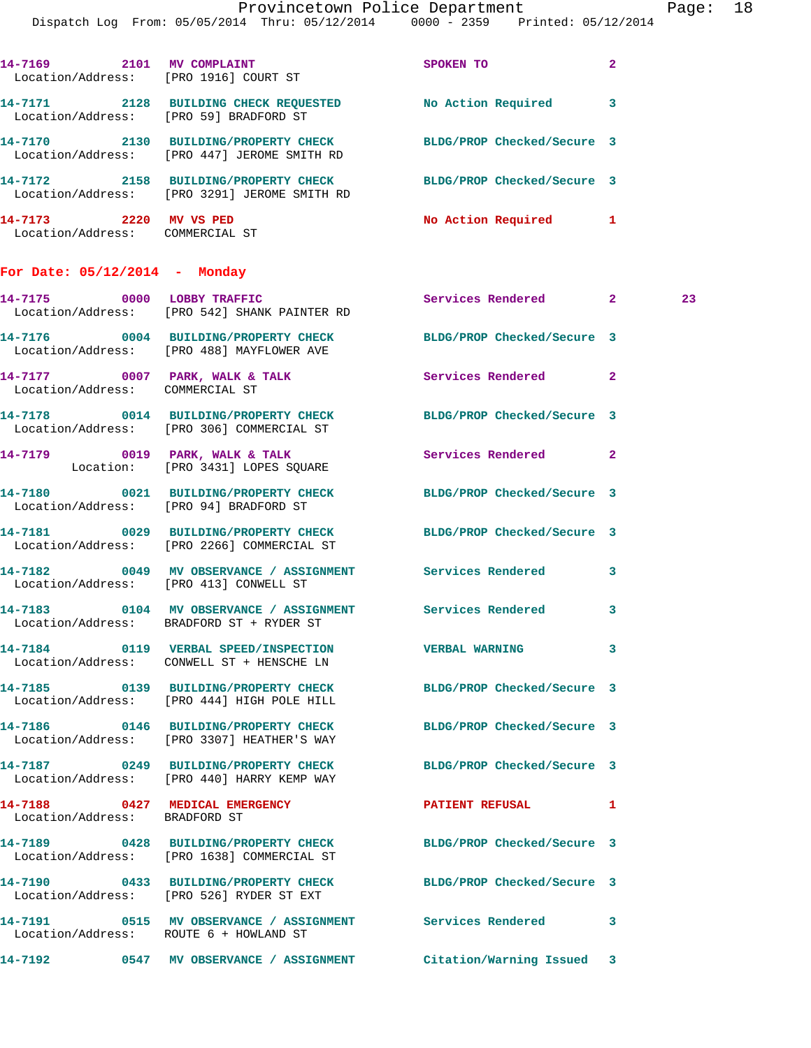14-7169 2101 MV COMPLAINT SPOKEN TO 2
Location/Address: [PRO 1916] COURT ST

14-7171 2128 BUILDING CHECK REQUESTED No Action Required 3
Location/Address: [PRO 59] BRADFORD ST

14-7170 2130 BUILDING/PROPERTY CHECK BLDG/PROP Checked/Secure 3
Location/Address: [PRO 447] JEROME SMITH RD

14-7172 2158 BUILDING/PROPERTY CHECK BLDG/PROP Checked/Secure 3
Location/Address: [PRO 3291] JEROME SMITH RD

14-7173 2220 MV VS PED No Action Required 1
Location/Address: COMMERCIAL ST

## For Date: 05/12/2014 - Monday

14-7175 0000 LOBBY TRAFFIC Services Rendered 2 23
Location/Address: [PRO 542] SHANK PAINTER RD

14-7176 0004 BUILDING/PROPERTY CHECK BLDG/PROP Checked/Secure 3
Location/Address: [PRO 488] MAYFLOWER AVE

14-7177 0007 PARK, WALK & TALK Services Rendered 2
Location/Address: COMMERCIAL ST

14-7178 0014 BUILDING/PROPERTY CHECK BLDG/PROP Checked/Secure 3
Location/Address: [PRO 306] COMMERCIAL ST

14-7179 0019 PARK, WALK & TALK Services Rendered 2
Location: [PRO 3431] LOPES SQUARE

14-7180 0021 BUILDING/PROPERTY CHECK BLDG/PROP Checked/Secure 3
Location/Address: [PRO 94] BRADFORD ST

14-7181 0029 BUILDING/PROPERTY CHECK BLDG/PROP Checked/Secure 3
Location/Address: [PRO 2266] COMMERCIAL ST

14-7182 0049 MV OBSERVANCE / ASSIGNMENT Services Rendered 3
Location/Address: [PRO 413] CONWELL ST

14-7183 0104 MV OBSERVANCE / ASSIGNMENT Services Rendered 3
Location/Address: BRADFORD ST + RYDER ST

14-7184 0119 VERBAL SPEED/INSPECTION VERBAL WARNING 3
Location/Address: CONWELL ST + HENSCHE LN

14-7185 0139 BUILDING/PROPERTY CHECK BLDG/PROP Checked/Secure 3
Location/Address: [PRO 444] HIGH POLE HILL

14-7186 0146 BUILDING/PROPERTY CHECK BLDG/PROP Checked/Secure 3
Location/Address: [PRO 3307] HEATHER'S WAY

14-7187 0249 BUILDING/PROPERTY CHECK BLDG/PROP Checked/Secure 3
Location/Address: [PRO 440] HARRY KEMP WAY

14-7188 0427 MEDICAL EMERGENCY PATIENT REFUSAL 1
Location/Address: BRADFORD ST

14-7189 0428 BUILDING/PROPERTY CHECK BLDG/PROP Checked/Secure 3
Location/Address: [PRO 1638] COMMERCIAL ST

14-7190 0433 BUILDING/PROPERTY CHECK BLDG/PROP Checked/Secure 3
Location/Address: [PRO 526] RYDER ST EXT

14-7191 0515 MV OBSERVANCE / ASSIGNMENT Services Rendered 3
Location/Address: ROUTE 6 + HOWLAND ST

14-7192 0547 MV OBSERVANCE / ASSIGNMENT Citation/Warning Issued 3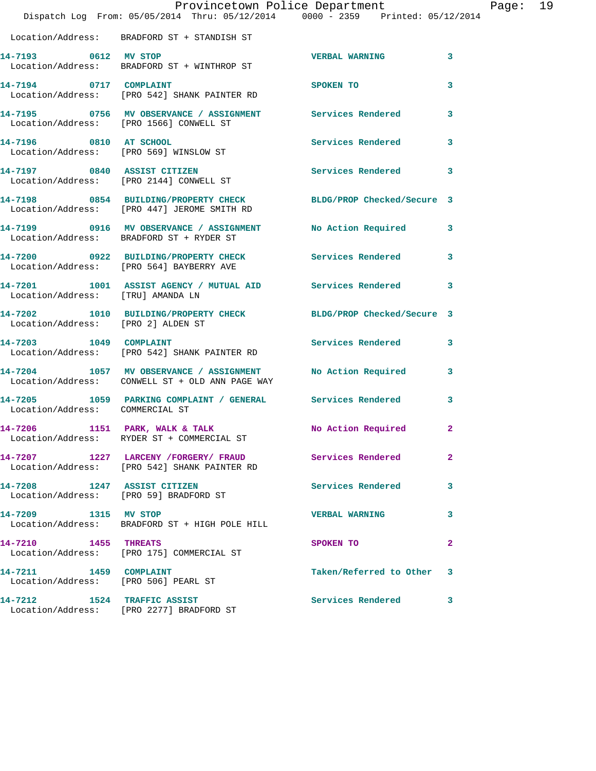Location/Address: BRADFORD ST + STANDISH ST

**14-7193 0612 MV STOP** VERBAL WARNING 3
Location/Address: BRADFORD ST + WINTHROP ST

**14-7194 0717 COMPLAINT** SPOKEN TO 3
Location/Address: [PRO 542] SHANK PAINTER RD

**14-7195 0756 MV OBSERVANCE / ASSIGNMENT** Services Rendered 3
Location/Address: [PRO 1566] CONWELL ST

**14-7196 0810 AT SCHOOL** Services Rendered 3
Location/Address: [PRO 569] WINSLOW ST

**14-7197 0840 ASSIST CITIZEN** Services Rendered 3
Location/Address: [PRO 2144] CONWELL ST

**14-7198 0854 BUILDING/PROPERTY CHECK** BLDG/PROP Checked/Secure 3
Location/Address: [PRO 447] JEROME SMITH RD

**14-7199 0916 MV OBSERVANCE / ASSIGNMENT** No Action Required 3
Location/Address: BRADFORD ST + RYDER ST

**14-7200 0922 BUILDING/PROPERTY CHECK** Services Rendered 3
Location/Address: [PRO 564] BAYBERRY AVE

**14-7201 1001 ASSIST AGENCY / MUTUAL AID** Services Rendered 3
Location/Address: [TRU] AMANDA LN

**14-7202 1010 BUILDING/PROPERTY CHECK** BLDG/PROP Checked/Secure 3
Location/Address: [PRO 2] ALDEN ST

**14-7203 1049 COMPLAINT** Services Rendered 3
Location/Address: [PRO 542] SHANK PAINTER RD

**14-7204 1057 MV OBSERVANCE / ASSIGNMENT** No Action Required 3
Location/Address: CONWELL ST + OLD ANN PAGE WAY

**14-7205 1059 PARKING COMPLAINT / GENERAL** Services Rendered 3
Location/Address: COMMERCIAL ST

**14-7206 1151 PARK, WALK & TALK** No Action Required 2
Location/Address: RYDER ST + COMMERCIAL ST

**14-7207 1227 LARCENY /FORGERY/ FRAUD** Services Rendered 2
Location/Address: [PRO 542] SHANK PAINTER RD

**14-7208 1247 ASSIST CITIZEN** Services Rendered 3
Location/Address: [PRO 59] BRADFORD ST

**14-7209 1315 MV STOP** VERBAL WARNING 3
Location/Address: BRADFORD ST + HIGH POLE HILL

**14-7210 1455 THREATS** SPOKEN TO 2
Location/Address: [PRO 175] COMMERCIAL ST

**14-7211 1459 COMPLAINT** Taken/Referred to Other 3
Location/Address: [PRO 506] PEARL ST

**14-7212 1524 TRAFFIC ASSIST** Services Rendered 3
Location/Address: [PRO 2277] BRADFORD ST